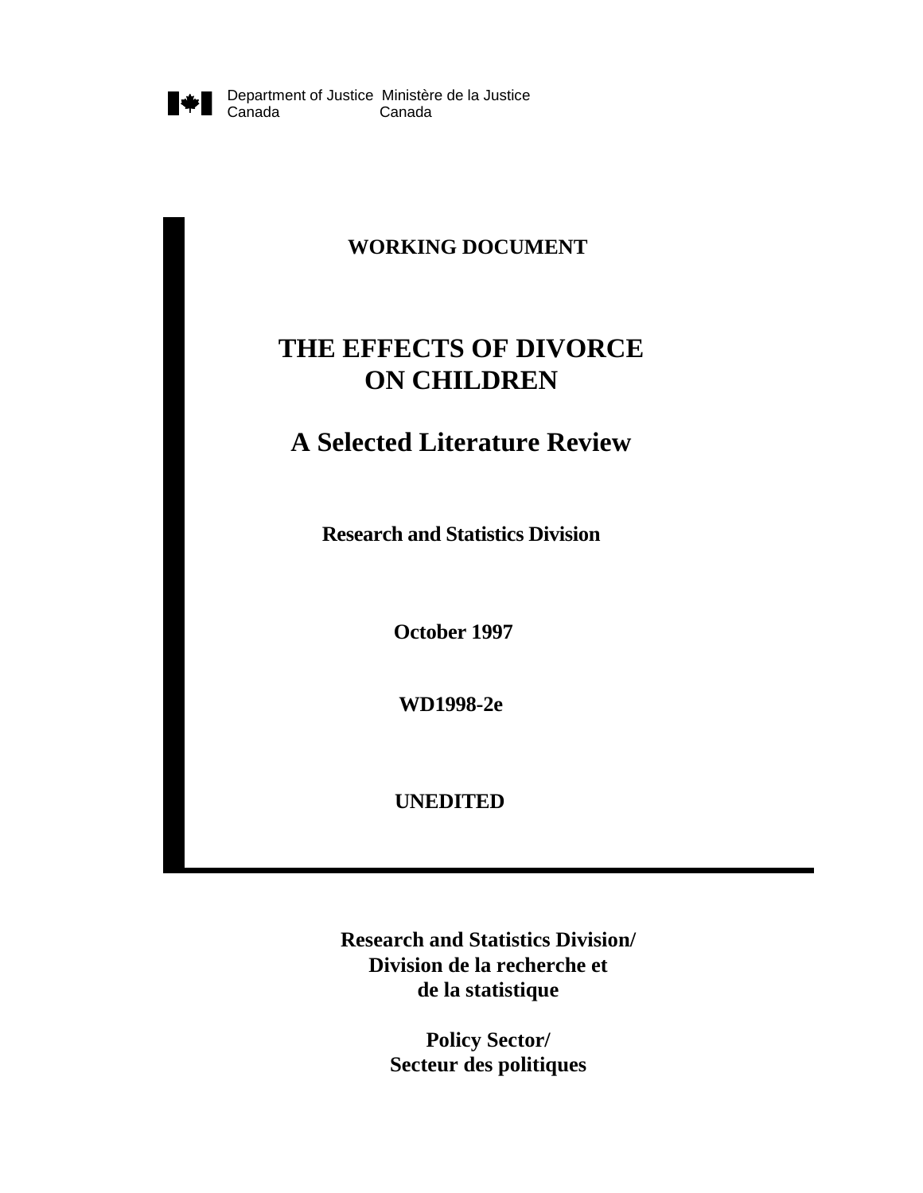Department of Justice Canada    Ministère de la Justice Canada

**WORKING DOCUMENT**

# THE EFFECTS OF DIVORCE ON CHILDREN

## A Selected Literature Review

**Research and Statistics Division**

**October 1997**

**WD1998-2e**

**UNEDITED**

**Research and Statistics Division/**
**Division de la recherche et de la statistique**

**Policy Sector/**
**Secteur des politiques**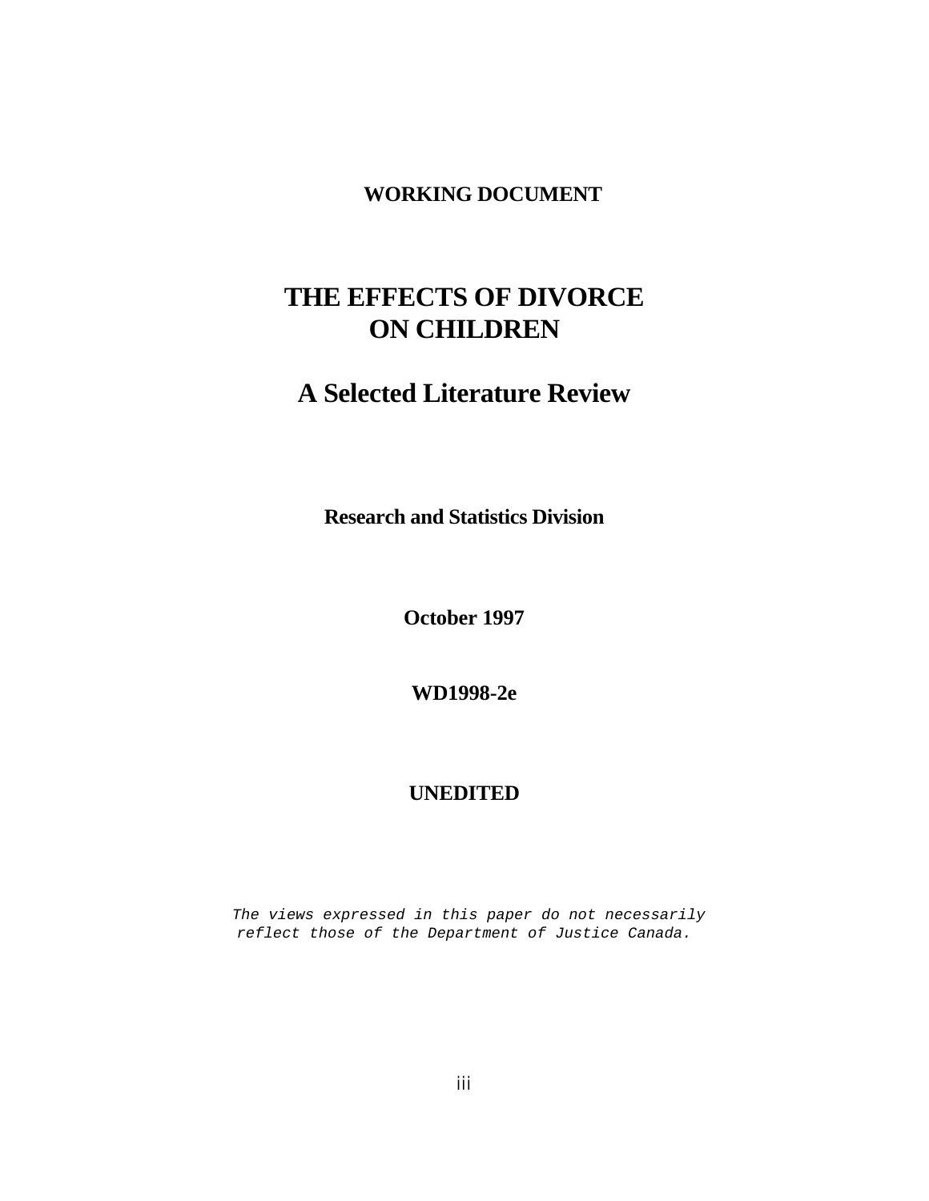**WORKING DOCUMENT**

# THE EFFECTS OF DIVORCE ON CHILDREN

## A Selected Literature Review

**Research and Statistics Division**

**October 1997**

**WD1998-2e**

**UNEDITED**

*The views expressed in this paper do not necessarily reflect those of the Department of Justice Canada.*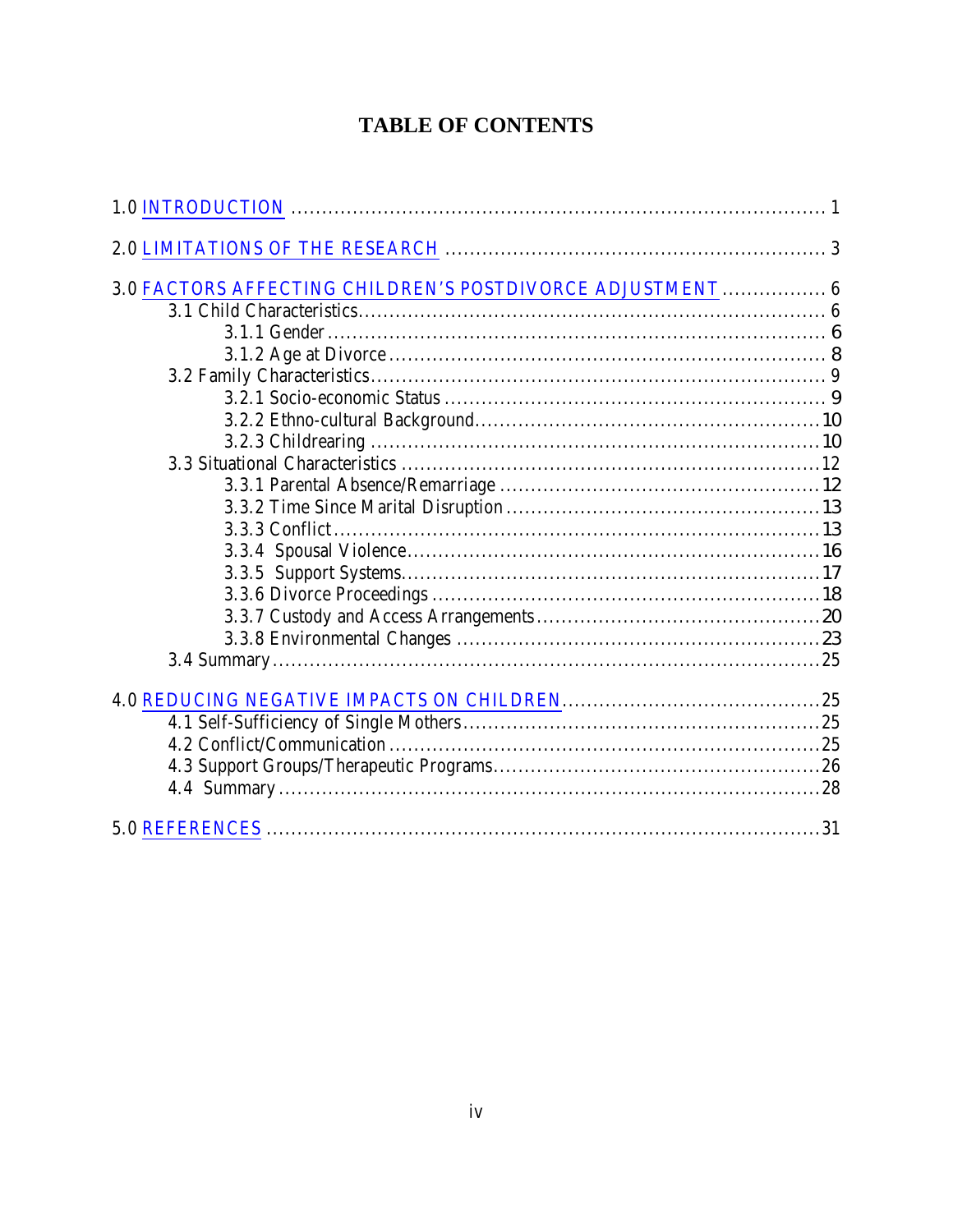# TABLE OF CONTENTS

1.0 INTRODUCTION ........................................................................................ 1

2.0 LIMITATIONS OF THE RESEARCH .............................................................. 3

3.0 FACTORS AFFECTING CHILDREN'S POSTDIVORCE ADJUSTMENT ................. 6
- 3.1 Child Characteristics ........................................................................... 6
  - 3.1.1 Gender ............................................................................... 6
  - 3.1.2 Age at Divorce ..................................................................... 8
- 3.2 Family Characteristics ......................................................................... 9
  - 3.2.1 Socio-economic Status ............................................................ 9
  - 3.2.2 Ethno-cultural Background ...................................................... 10
  - 3.2.3 Childrearing ........................................................................ 10
- 3.3 Situational Characteristics ................................................................... 12
  - 3.3.1 Parental Absence/Remarriage ................................................... 12
  - 3.3.2 Time Since Marital Disruption .................................................. 13
  - 3.3.3 Conflict ............................................................................. 13
  - 3.3.4 Spousal Violence .................................................................. 16
  - 3.3.5 Support Systems ................................................................... 17
  - 3.3.6 Divorce Proceedings .............................................................. 18
  - 3.3.7 Custody and Access Arrangements ............................................ 20
  - 3.3.8 Environmental Changes .......................................................... 23
- 3.4 Summary ........................................................................................ 25

4.0 REDUCING NEGATIVE IMPACTS ON CHILDREN ........................................... 25
- 4.1 Self-Sufficiency of Single Mothers .......................................................... 25
- 4.2 Conflict/Communication ...................................................................... 25
- 4.3 Support Groups/Therapeutic Programs ..................................................... 26
- 4.4 Summary ........................................................................................ 28

5.0 REFERENCES .......................................................................................... 31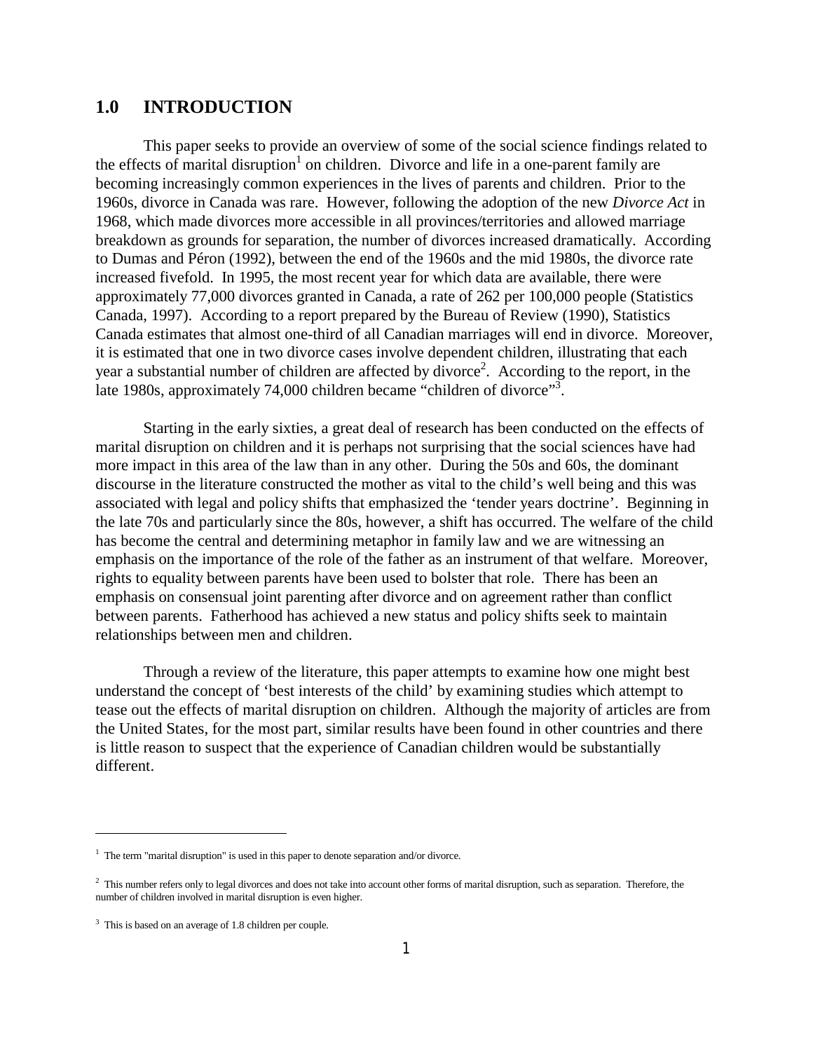## 1.0 INTRODUCTION

This paper seeks to provide an overview of some of the social science findings related to the effects of marital disruption[1] on children. Divorce and life in a one-parent family are becoming increasingly common experiences in the lives of parents and children. Prior to the 1960s, divorce in Canada was rare. However, following the adoption of the new *Divorce Act* in 1968, which made divorces more accessible in all provinces/territories and allowed marriage breakdown as grounds for separation, the number of divorces increased dramatically. According to Dumas and Péron (1992), between the end of the 1960s and the mid 1980s, the divorce rate increased fivefold. In 1995, the most recent year for which data are available, there were approximately 77,000 divorces granted in Canada, a rate of 262 per 100,000 people (Statistics Canada, 1997). According to a report prepared by the Bureau of Review (1990), Statistics Canada estimates that almost one-third of all Canadian marriages will end in divorce. Moreover, it is estimated that one in two divorce cases involve dependent children, illustrating that each year a substantial number of children are affected by divorce[2]. According to the report, in the late 1980s, approximately 74,000 children became "children of divorce"[3].

Starting in the early sixties, a great deal of research has been conducted on the effects of marital disruption on children and it is perhaps not surprising that the social sciences have had more impact in this area of the law than in any other. During the 50s and 60s, the dominant discourse in the literature constructed the mother as vital to the child's well being and this was associated with legal and policy shifts that emphasized the 'tender years doctrine'. Beginning in the late 70s and particularly since the 80s, however, a shift has occurred. The welfare of the child has become the central and determining metaphor in family law and we are witnessing an emphasis on the importance of the role of the father as an instrument of that welfare. Moreover, rights to equality between parents have been used to bolster that role. There has been an emphasis on consensual joint parenting after divorce and on agreement rather than conflict between parents. Fatherhood has achieved a new status and policy shifts seek to maintain relationships between men and children.

Through a review of the literature, this paper attempts to examine how one might best understand the concept of 'best interests of the child' by examining studies which attempt to tease out the effects of marital disruption on children. Although the majority of articles are from the United States, for the most part, similar results have been found in other countries and there is little reason to suspect that the experience of Canadian children would be substantially different.

---

[1] The term "marital disruption" is used in this paper to denote separation and/or divorce.

[2] This number refers only to legal divorces and does not take into account other forms of marital disruption, such as separation. Therefore, the number of children involved in marital disruption is even higher.

[3] This is based on an average of 1.8 children per couple.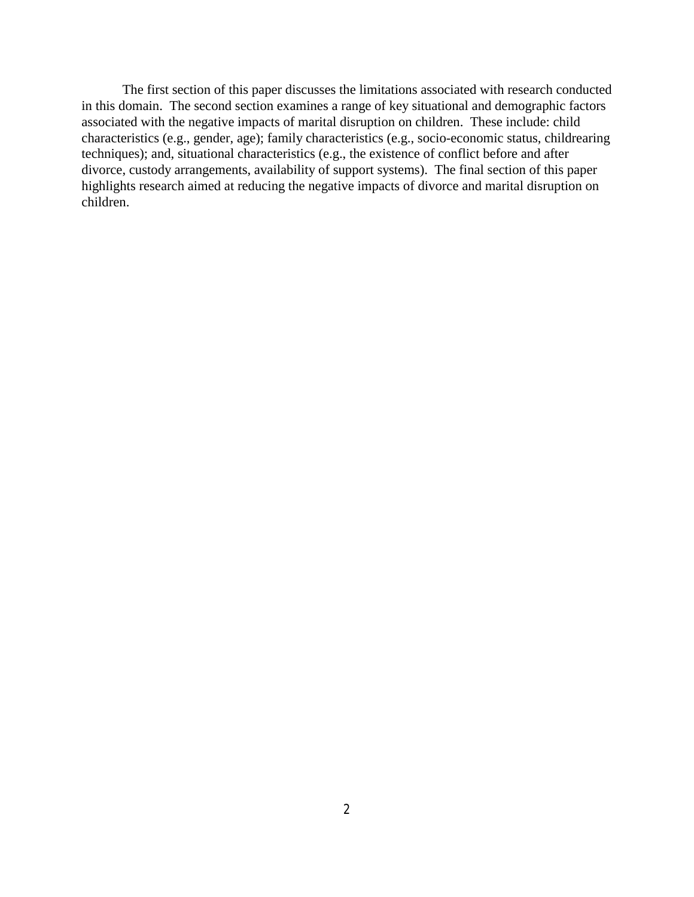The first section of this paper discusses the limitations associated with research conducted in this domain. The second section examines a range of key situational and demographic factors associated with the negative impacts of marital disruption on children. These include: child characteristics (e.g., gender, age); family characteristics (e.g., socio-economic status, childrearing techniques); and, situational characteristics (e.g., the existence of conflict before and after divorce, custody arrangements, availability of support systems). The final section of this paper highlights research aimed at reducing the negative impacts of divorce and marital disruption on children.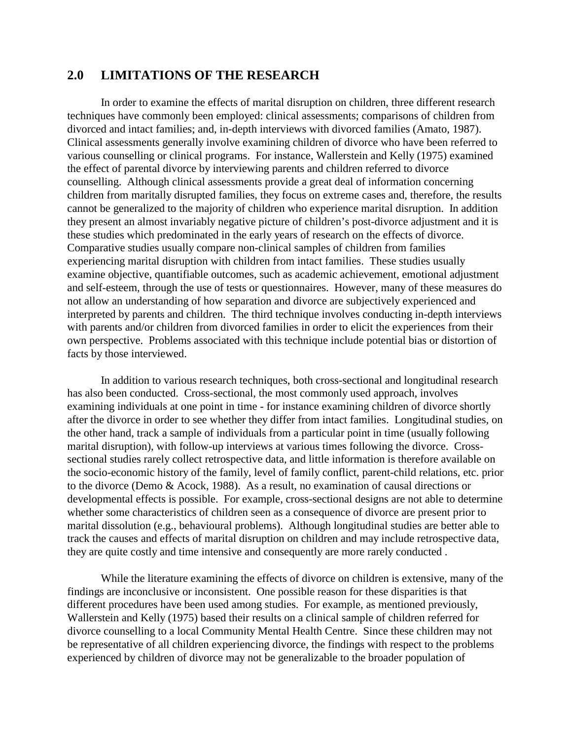## 2.0 LIMITATIONS OF THE RESEARCH

In order to examine the effects of marital disruption on children, three different research techniques have commonly been employed: clinical assessments; comparisons of children from divorced and intact families; and, in-depth interviews with divorced families (Amato, 1987). Clinical assessments generally involve examining children of divorce who have been referred to various counselling or clinical programs. For instance, Wallerstein and Kelly (1975) examined the effect of parental divorce by interviewing parents and children referred to divorce counselling. Although clinical assessments provide a great deal of information concerning children from maritally disrupted families, they focus on extreme cases and, therefore, the results cannot be generalized to the majority of children who experience marital disruption. In addition they present an almost invariably negative picture of children's post-divorce adjustment and it is these studies which predominated in the early years of research on the effects of divorce. Comparative studies usually compare non-clinical samples of children from families experiencing marital disruption with children from intact families. These studies usually examine objective, quantifiable outcomes, such as academic achievement, emotional adjustment and self-esteem, through the use of tests or questionnaires. However, many of these measures do not allow an understanding of how separation and divorce are subjectively experienced and interpreted by parents and children. The third technique involves conducting in-depth interviews with parents and/or children from divorced families in order to elicit the experiences from their own perspective. Problems associated with this technique include potential bias or distortion of facts by those interviewed.

In addition to various research techniques, both cross-sectional and longitudinal research has also been conducted. Cross-sectional, the most commonly used approach, involves examining individuals at one point in time - for instance examining children of divorce shortly after the divorce in order to see whether they differ from intact families. Longitudinal studies, on the other hand, track a sample of individuals from a particular point in time (usually following marital disruption), with follow-up interviews at various times following the divorce. Cross-sectional studies rarely collect retrospective data, and little information is therefore available on the socio-economic history of the family, level of family conflict, parent-child relations, etc. prior to the divorce (Demo & Acock, 1988). As a result, no examination of causal directions or developmental effects is possible. For example, cross-sectional designs are not able to determine whether some characteristics of children seen as a consequence of divorce are present prior to marital dissolution (e.g., behavioural problems). Although longitudinal studies are better able to track the causes and effects of marital disruption on children and may include retrospective data, they are quite costly and time intensive and consequently are more rarely conducted .

While the literature examining the effects of divorce on children is extensive, many of the findings are inconclusive or inconsistent. One possible reason for these disparities is that different procedures have been used among studies. For example, as mentioned previously, Wallerstein and Kelly (1975) based their results on a clinical sample of children referred for divorce counselling to a local Community Mental Health Centre. Since these children may not be representative of all children experiencing divorce, the findings with respect to the problems experienced by children of divorce may not be generalizable to the broader population of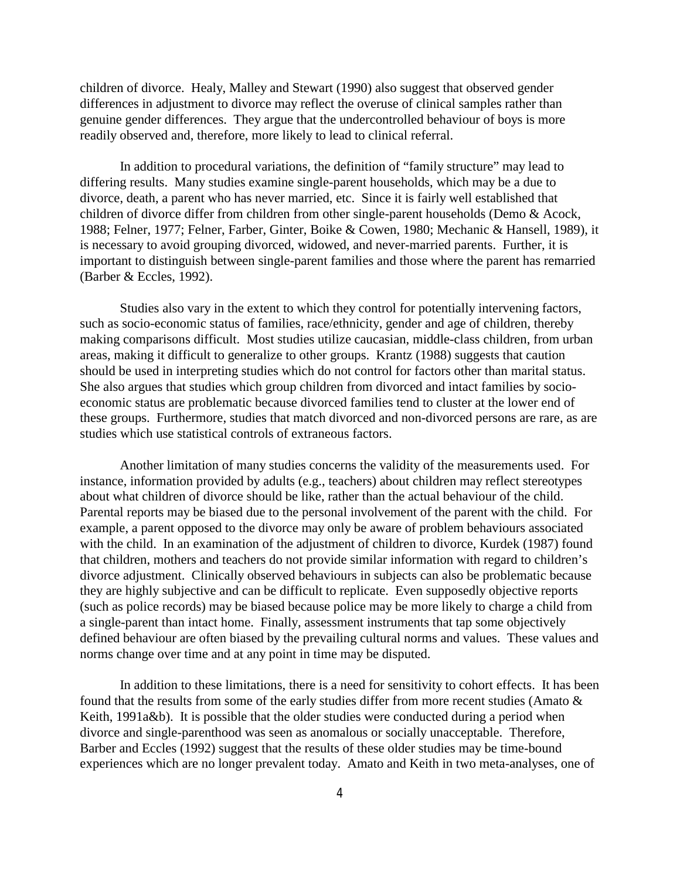children of divorce. Healy, Malley and Stewart (1990) also suggest that observed gender differences in adjustment to divorce may reflect the overuse of clinical samples rather than genuine gender differences. They argue that the undercontrolled behaviour of boys is more readily observed and, therefore, more likely to lead to clinical referral.

In addition to procedural variations, the definition of "family structure" may lead to differing results. Many studies examine single-parent households, which may be a due to divorce, death, a parent who has never married, etc. Since it is fairly well established that children of divorce differ from children from other single-parent households (Demo & Acock, 1988; Felner, 1977; Felner, Farber, Ginter, Boike & Cowen, 1980; Mechanic & Hansell, 1989), it is necessary to avoid grouping divorced, widowed, and never-married parents. Further, it is important to distinguish between single-parent families and those where the parent has remarried (Barber & Eccles, 1992).

Studies also vary in the extent to which they control for potentially intervening factors, such as socio-economic status of families, race/ethnicity, gender and age of children, thereby making comparisons difficult. Most studies utilize caucasian, middle-class children, from urban areas, making it difficult to generalize to other groups. Krantz (1988) suggests that caution should be used in interpreting studies which do not control for factors other than marital status. She also argues that studies which group children from divorced and intact families by socio-economic status are problematic because divorced families tend to cluster at the lower end of these groups. Furthermore, studies that match divorced and non-divorced persons are rare, as are studies which use statistical controls of extraneous factors.

Another limitation of many studies concerns the validity of the measurements used. For instance, information provided by adults (e.g., teachers) about children may reflect stereotypes about what children of divorce should be like, rather than the actual behaviour of the child. Parental reports may be biased due to the personal involvement of the parent with the child. For example, a parent opposed to the divorce may only be aware of problem behaviours associated with the child. In an examination of the adjustment of children to divorce, Kurdek (1987) found that children, mothers and teachers do not provide similar information with regard to children's divorce adjustment. Clinically observed behaviours in subjects can also be problematic because they are highly subjective and can be difficult to replicate. Even supposedly objective reports (such as police records) may be biased because police may be more likely to charge a child from a single-parent than intact home. Finally, assessment instruments that tap some objectively defined behaviour are often biased by the prevailing cultural norms and values. These values and norms change over time and at any point in time may be disputed.

In addition to these limitations, there is a need for sensitivity to cohort effects. It has been found that the results from some of the early studies differ from more recent studies (Amato & Keith, 1991a&b). It is possible that the older studies were conducted during a period when divorce and single-parenthood was seen as anomalous or socially unacceptable. Therefore, Barber and Eccles (1992) suggest that the results of these older studies may be time-bound experiences which are no longer prevalent today. Amato and Keith in two meta-analyses, one of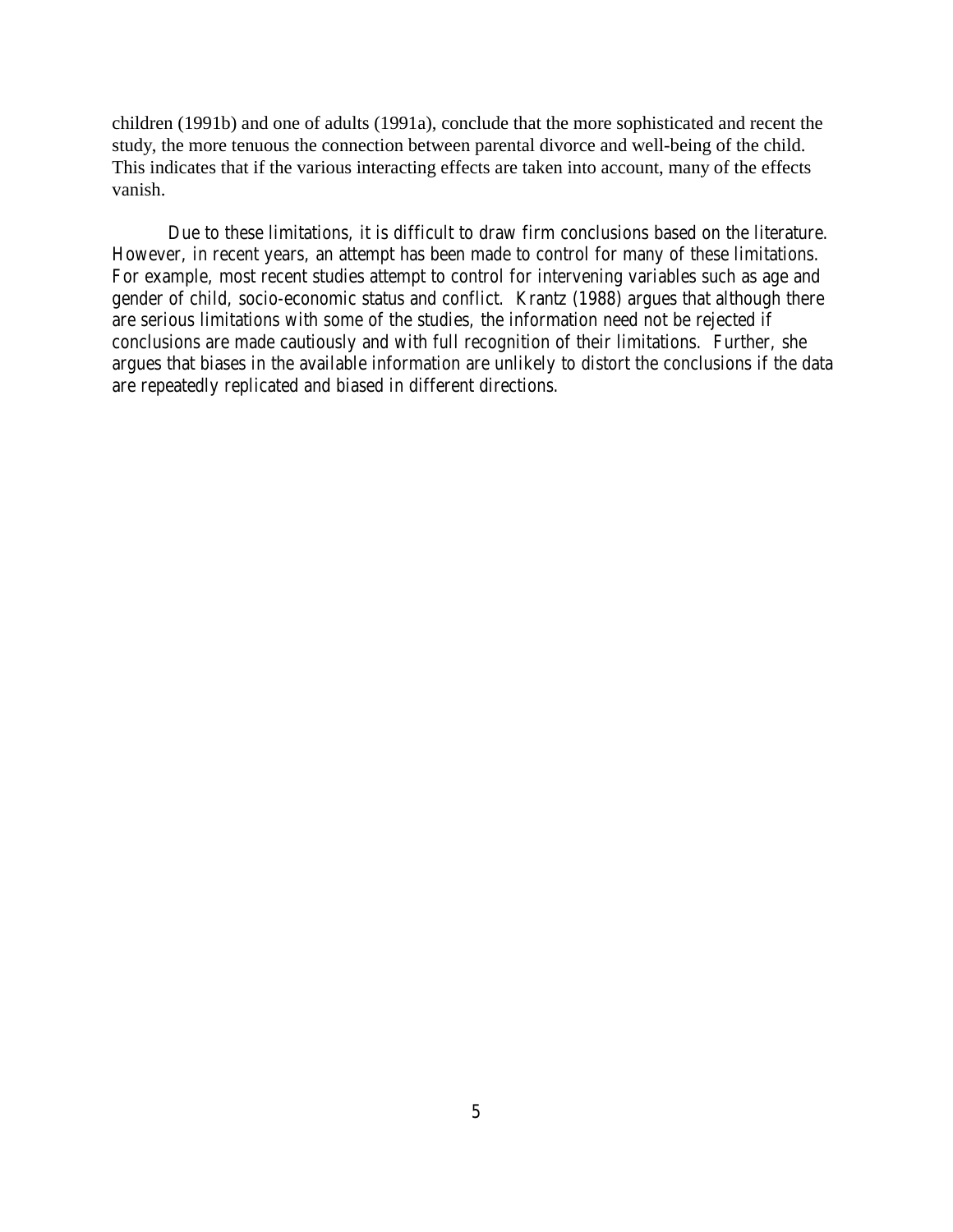children (1991b) and one of adults (1991a), conclude that the more sophisticated and recent the study, the more tenuous the connection between parental divorce and well-being of the child. This indicates that if the various interacting effects are taken into account, many of the effects vanish.

Due to these limitations, it is difficult to draw firm conclusions based on the literature. However, in recent years, an attempt has been made to control for many of these limitations. For example, most recent studies attempt to control for intervening variables such as age and gender of child, socio-economic status and conflict. Krantz (1988) argues that although there are serious limitations with some of the studies, the information need not be rejected if conclusions are made cautiously and with full recognition of their limitations. Further, she argues that biases in the available information are unlikely to distort the conclusions if the data are repeatedly replicated and biased in different directions.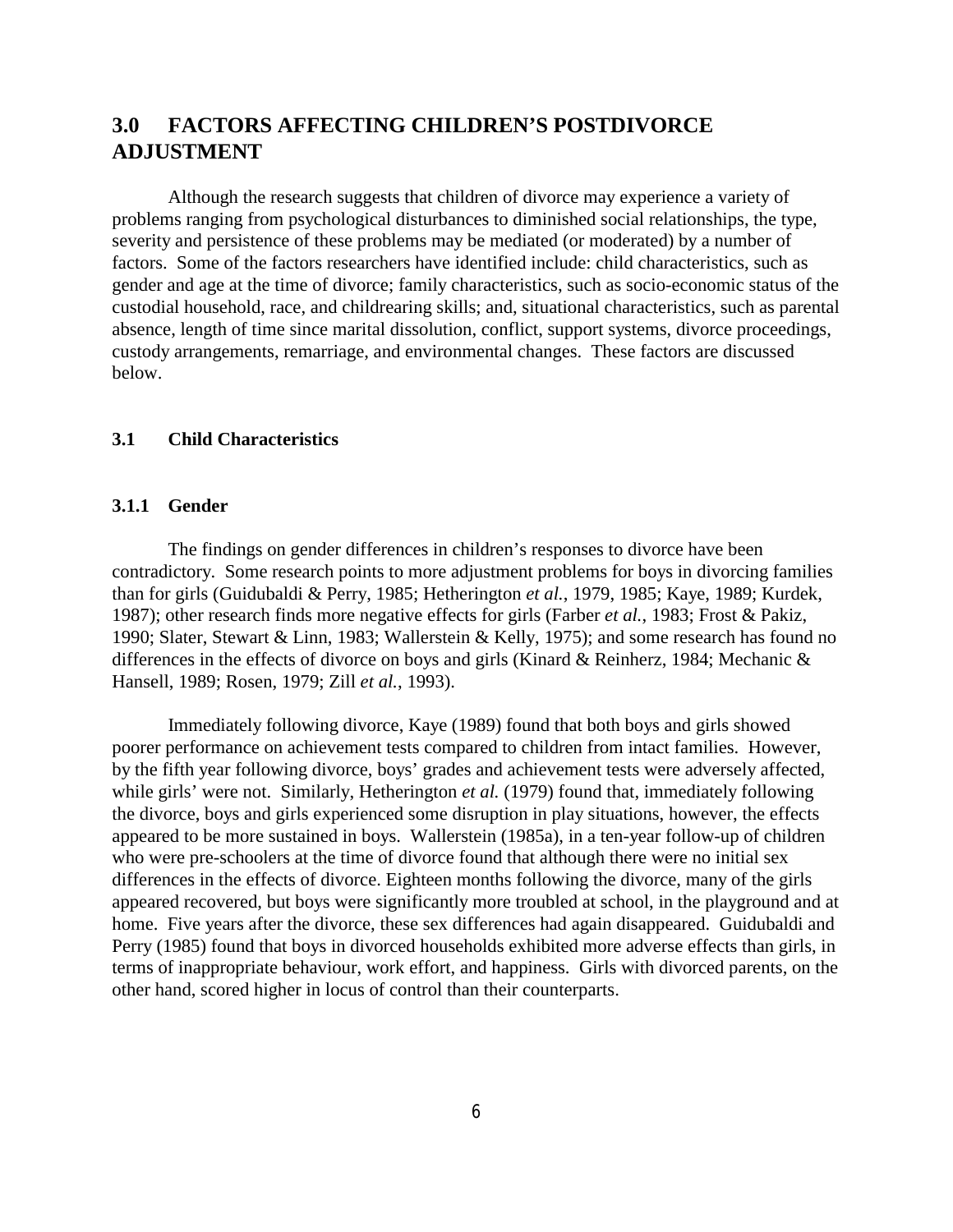## 3.0 FACTORS AFFECTING CHILDREN'S POSTDIVORCE ADJUSTMENT

Although the research suggests that children of divorce may experience a variety of problems ranging from psychological disturbances to diminished social relationships, the type, severity and persistence of these problems may be mediated (or moderated) by a number of factors. Some of the factors researchers have identified include: child characteristics, such as gender and age at the time of divorce; family characteristics, such as socio-economic status of the custodial household, race, and childrearing skills; and, situational characteristics, such as parental absence, length of time since marital dissolution, conflict, support systems, divorce proceedings, custody arrangements, remarriage, and environmental changes. These factors are discussed below.

### 3.1 Child Characteristics

#### 3.1.1 Gender

The findings on gender differences in children's responses to divorce have been contradictory. Some research points to more adjustment problems for boys in divorcing families than for girls (Guidubaldi & Perry, 1985; Hetherington *et al.*, 1979, 1985; Kaye, 1989; Kurdek, 1987); other research finds more negative effects for girls (Farber *et al.*, 1983; Frost & Pakiz, 1990; Slater, Stewart & Linn, 1983; Wallerstein & Kelly, 1975); and some research has found no differences in the effects of divorce on boys and girls (Kinard & Reinherz, 1984; Mechanic & Hansell, 1989; Rosen, 1979; Zill *et al.*, 1993).

Immediately following divorce, Kaye (1989) found that both boys and girls showed poorer performance on achievement tests compared to children from intact families. However, by the fifth year following divorce, boys' grades and achievement tests were adversely affected, while girls' were not. Similarly, Hetherington *et al.* (1979) found that, immediately following the divorce, boys and girls experienced some disruption in play situations, however, the effects appeared to be more sustained in boys. Wallerstein (1985a), in a ten-year follow-up of children who were pre-schoolers at the time of divorce found that although there were no initial sex differences in the effects of divorce. Eighteen months following the divorce, many of the girls appeared recovered, but boys were significantly more troubled at school, in the playground and at home. Five years after the divorce, these sex differences had again disappeared. Guidubaldi and Perry (1985) found that boys in divorced households exhibited more adverse effects than girls, in terms of inappropriate behaviour, work effort, and happiness. Girls with divorced parents, on the other hand, scored higher in locus of control than their counterparts.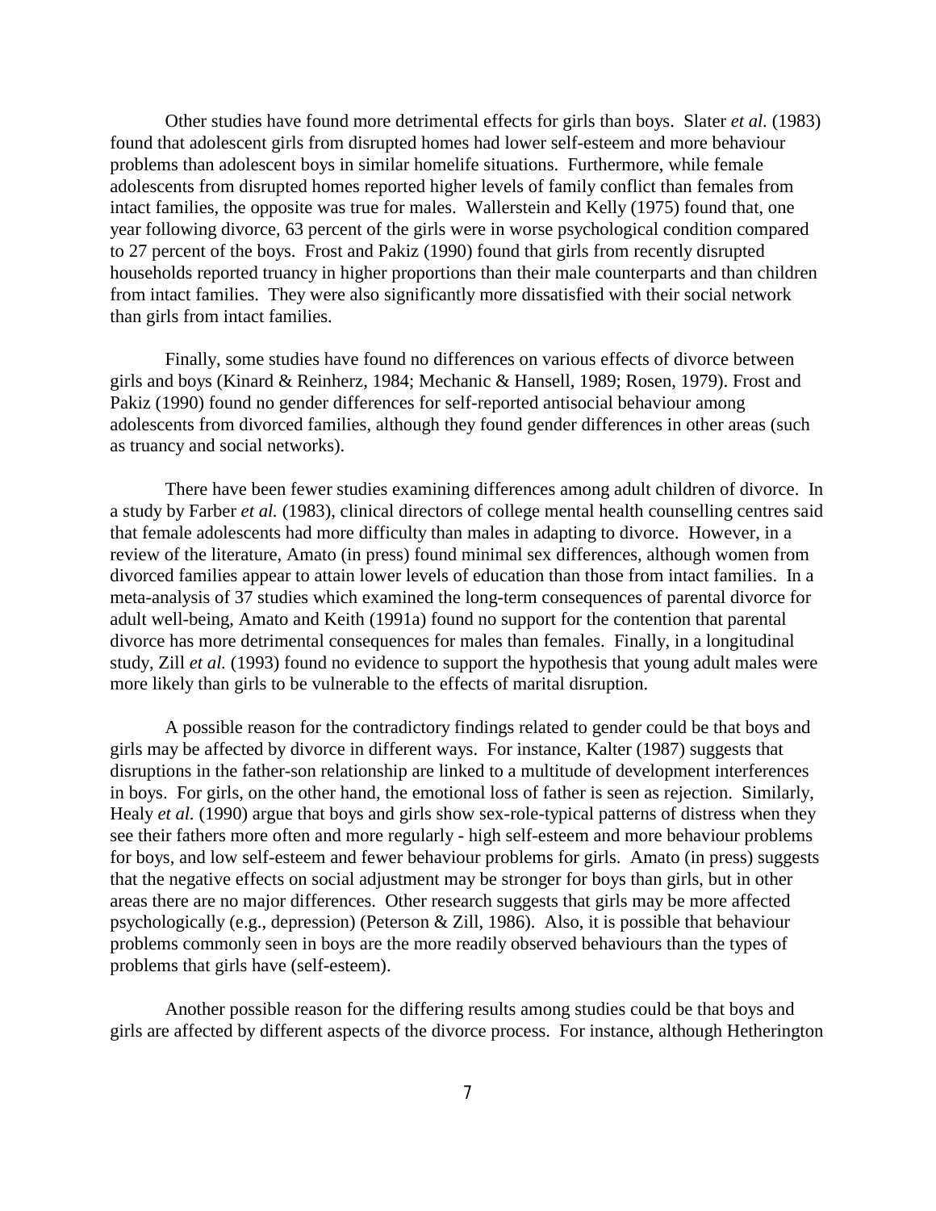Other studies have found more detrimental effects for girls than boys. Slater *et al.* (1983) found that adolescent girls from disrupted homes had lower self-esteem and more behaviour problems than adolescent boys in similar homelife situations. Furthermore, while female adolescents from disrupted homes reported higher levels of family conflict than females from intact families, the opposite was true for males. Wallerstein and Kelly (1975) found that, one year following divorce, 63 percent of the girls were in worse psychological condition compared to 27 percent of the boys. Frost and Pakiz (1990) found that girls from recently disrupted households reported truancy in higher proportions than their male counterparts and than children from intact families. They were also significantly more dissatisfied with their social network than girls from intact families.

Finally, some studies have found no differences on various effects of divorce between girls and boys (Kinard & Reinherz, 1984; Mechanic & Hansell, 1989; Rosen, 1979). Frost and Pakiz (1990) found no gender differences for self-reported antisocial behaviour among adolescents from divorced families, although they found gender differences in other areas (such as truancy and social networks).

There have been fewer studies examining differences among adult children of divorce. In a study by Farber *et al.* (1983), clinical directors of college mental health counselling centres said that female adolescents had more difficulty than males in adapting to divorce. However, in a review of the literature, Amato (in press) found minimal sex differences, although women from divorced families appear to attain lower levels of education than those from intact families. In a meta-analysis of 37 studies which examined the long-term consequences of parental divorce for adult well-being, Amato and Keith (1991a) found no support for the contention that parental divorce has more detrimental consequences for males than females. Finally, in a longitudinal study, Zill *et al.* (1993) found no evidence to support the hypothesis that young adult males were more likely than girls to be vulnerable to the effects of marital disruption.

A possible reason for the contradictory findings related to gender could be that boys and girls may be affected by divorce in different ways. For instance, Kalter (1987) suggests that disruptions in the father-son relationship are linked to a multitude of development interferences in boys. For girls, on the other hand, the emotional loss of father is seen as rejection. Similarly, Healy *et al.* (1990) argue that boys and girls show sex-role-typical patterns of distress when they see their fathers more often and more regularly - high self-esteem and more behaviour problems for boys, and low self-esteem and fewer behaviour problems for girls. Amato (in press) suggests that the negative effects on social adjustment may be stronger for boys than girls, but in other areas there are no major differences. Other research suggests that girls may be more affected psychologically (e.g., depression) (Peterson & Zill, 1986). Also, it is possible that behaviour problems commonly seen in boys are the more readily observed behaviours than the types of problems that girls have (self-esteem).

Another possible reason for the differing results among studies could be that boys and girls are affected by different aspects of the divorce process. For instance, although Hetherington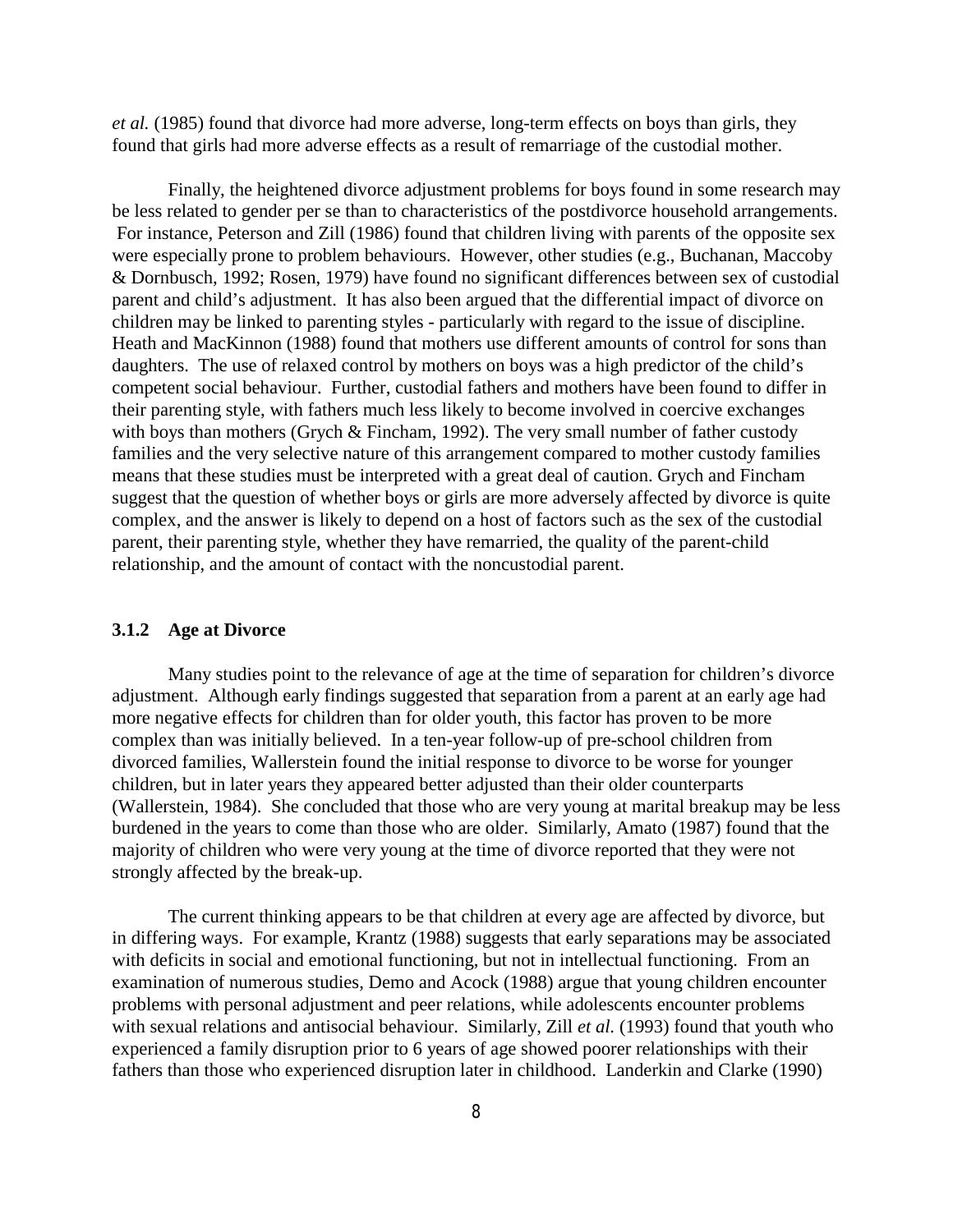*et al.* (1985) found that divorce had more adverse, long-term effects on boys than girls, they found that girls had more adverse effects as a result of remarriage of the custodial mother.

Finally, the heightened divorce adjustment problems for boys found in some research may be less related to gender per se than to characteristics of the postdivorce household arrangements. For instance, Peterson and Zill (1986) found that children living with parents of the opposite sex were especially prone to problem behaviours. However, other studies (e.g., Buchanan, Maccoby & Dornbusch, 1992; Rosen, 1979) have found no significant differences between sex of custodial parent and child's adjustment. It has also been argued that the differential impact of divorce on children may be linked to parenting styles - particularly with regard to the issue of discipline. Heath and MacKinnon (1988) found that mothers use different amounts of control for sons than daughters. The use of relaxed control by mothers on boys was a high predictor of the child's competent social behaviour. Further, custodial fathers and mothers have been found to differ in their parenting style, with fathers much less likely to become involved in coercive exchanges with boys than mothers (Grych & Fincham, 1992). The very small number of father custody families and the very selective nature of this arrangement compared to mother custody families means that these studies must be interpreted with a great deal of caution. Grych and Fincham suggest that the question of whether boys or girls are more adversely affected by divorce is quite complex, and the answer is likely to depend on a host of factors such as the sex of the custodial parent, their parenting style, whether they have remarried, the quality of the parent-child relationship, and the amount of contact with the noncustodial parent.

### 3.1.2 Age at Divorce

Many studies point to the relevance of age at the time of separation for children's divorce adjustment. Although early findings suggested that separation from a parent at an early age had more negative effects for children than for older youth, this factor has proven to be more complex than was initially believed. In a ten-year follow-up of pre-school children from divorced families, Wallerstein found the initial response to divorce to be worse for younger children, but in later years they appeared better adjusted than their older counterparts (Wallerstein, 1984). She concluded that those who are very young at marital breakup may be less burdened in the years to come than those who are older. Similarly, Amato (1987) found that the majority of children who were very young at the time of divorce reported that they were not strongly affected by the break-up.

The current thinking appears to be that children at every age are affected by divorce, but in differing ways. For example, Krantz (1988) suggests that early separations may be associated with deficits in social and emotional functioning, but not in intellectual functioning. From an examination of numerous studies, Demo and Acock (1988) argue that young children encounter problems with personal adjustment and peer relations, while adolescents encounter problems with sexual relations and antisocial behaviour. Similarly, Zill *et al.* (1993) found that youth who experienced a family disruption prior to 6 years of age showed poorer relationships with their fathers than those who experienced disruption later in childhood. Landerkin and Clarke (1990)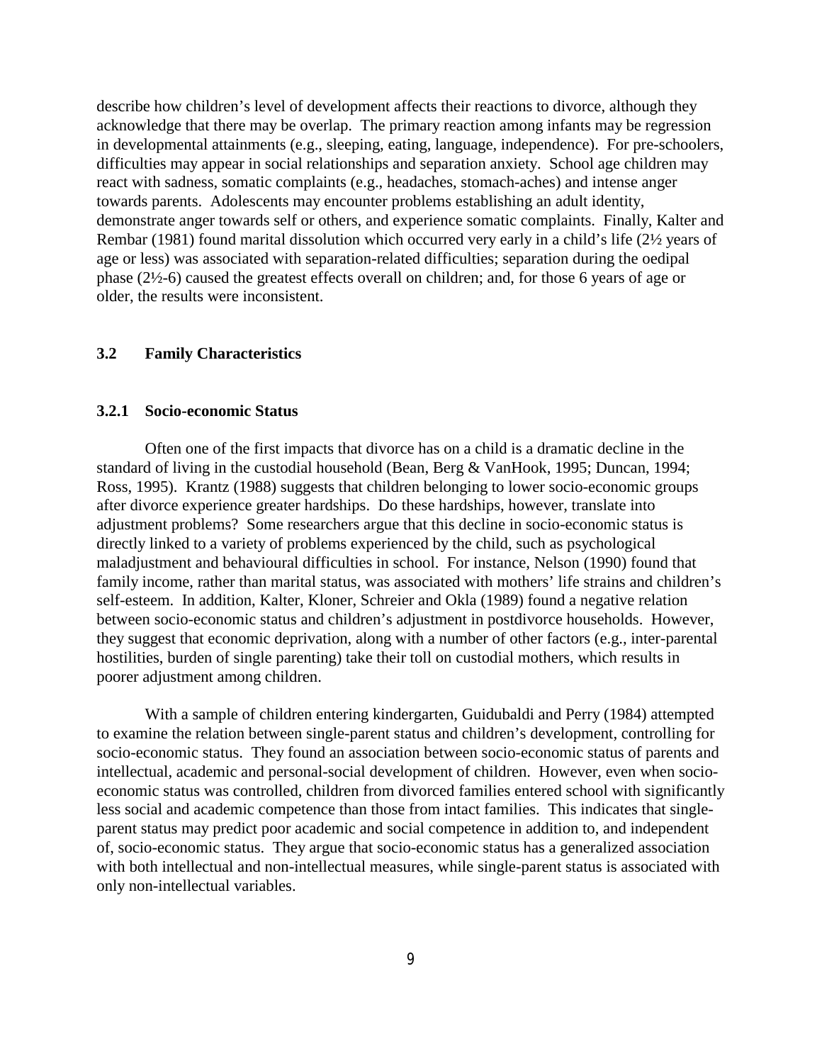describe how children's level of development affects their reactions to divorce, although they acknowledge that there may be overlap. The primary reaction among infants may be regression in developmental attainments (e.g., sleeping, eating, language, independence). For pre-schoolers, difficulties may appear in social relationships and separation anxiety. School age children may react with sadness, somatic complaints (e.g., headaches, stomach-aches) and intense anger towards parents. Adolescents may encounter problems establishing an adult identity, demonstrate anger towards self or others, and experience somatic complaints. Finally, Kalter and Rembar (1981) found marital dissolution which occurred very early in a child's life (2½ years of age or less) was associated with separation-related difficulties; separation during the oedipal phase (2½-6) caused the greatest effects overall on children; and, for those 6 years of age or older, the results were inconsistent.

## 3.2 Family Characteristics

### 3.2.1 Socio-economic Status

Often one of the first impacts that divorce has on a child is a dramatic decline in the standard of living in the custodial household (Bean, Berg & VanHook, 1995; Duncan, 1994; Ross, 1995). Krantz (1988) suggests that children belonging to lower socio-economic groups after divorce experience greater hardships. Do these hardships, however, translate into adjustment problems? Some researchers argue that this decline in socio-economic status is directly linked to a variety of problems experienced by the child, such as psychological maladjustment and behavioural difficulties in school. For instance, Nelson (1990) found that family income, rather than marital status, was associated with mothers' life strains and children's self-esteem. In addition, Kalter, Kloner, Schreier and Okla (1989) found a negative relation between socio-economic status and children's adjustment in postdivorce households. However, they suggest that economic deprivation, along with a number of other factors (e.g., inter-parental hostilities, burden of single parenting) take their toll on custodial mothers, which results in poorer adjustment among children.

With a sample of children entering kindergarten, Guidubaldi and Perry (1984) attempted to examine the relation between single-parent status and children's development, controlling for socio-economic status. They found an association between socio-economic status of parents and intellectual, academic and personal-social development of children. However, even when socio-economic status was controlled, children from divorced families entered school with significantly less social and academic competence than those from intact families. This indicates that single-parent status may predict poor academic and social competence in addition to, and independent of, socio-economic status. They argue that socio-economic status has a generalized association with both intellectual and non-intellectual measures, while single-parent status is associated with only non-intellectual variables.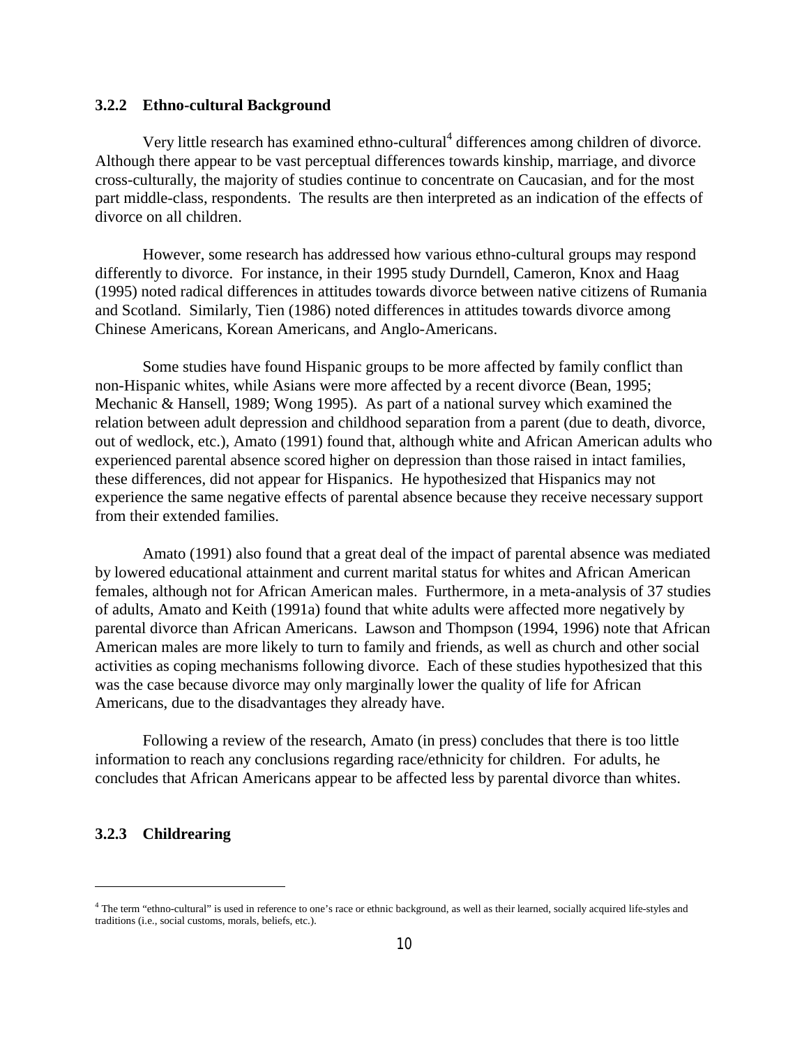### 3.2.2 Ethno-cultural Background

Very little research has examined ethno-cultural[4] differences among children of divorce. Although there appear to be vast perceptual differences towards kinship, marriage, and divorce cross-culturally, the majority of studies continue to concentrate on Caucasian, and for the most part middle-class, respondents. The results are then interpreted as an indication of the effects of divorce on all children.

However, some research has addressed how various ethno-cultural groups may respond differently to divorce. For instance, in their 1995 study Durndell, Cameron, Knox and Haag (1995) noted radical differences in attitudes towards divorce between native citizens of Rumania and Scotland. Similarly, Tien (1986) noted differences in attitudes towards divorce among Chinese Americans, Korean Americans, and Anglo-Americans.

Some studies have found Hispanic groups to be more affected by family conflict than non-Hispanic whites, while Asians were more affected by a recent divorce (Bean, 1995; Mechanic & Hansell, 1989; Wong 1995). As part of a national survey which examined the relation between adult depression and childhood separation from a parent (due to death, divorce, out of wedlock, etc.), Amato (1991) found that, although white and African American adults who experienced parental absence scored higher on depression than those raised in intact families, these differences, did not appear for Hispanics. He hypothesized that Hispanics may not experience the same negative effects of parental absence because they receive necessary support from their extended families.

Amato (1991) also found that a great deal of the impact of parental absence was mediated by lowered educational attainment and current marital status for whites and African American females, although not for African American males. Furthermore, in a meta-analysis of 37 studies of adults, Amato and Keith (1991a) found that white adults were affected more negatively by parental divorce than African Americans. Lawson and Thompson (1994, 1996) note that African American males are more likely to turn to family and friends, as well as church and other social activities as coping mechanisms following divorce. Each of these studies hypothesized that this was the case because divorce may only marginally lower the quality of life for African Americans, due to the disadvantages they already have.

Following a review of the research, Amato (in press) concludes that there is too little information to reach any conclusions regarding race/ethnicity for children. For adults, he concludes that African Americans appear to be affected less by parental divorce than whites.

### 3.2.3 Childrearing

[4] The term "ethno-cultural" is used in reference to one's race or ethnic background, as well as their learned, socially acquired life-styles and traditions (i.e., social customs, morals, beliefs, etc.).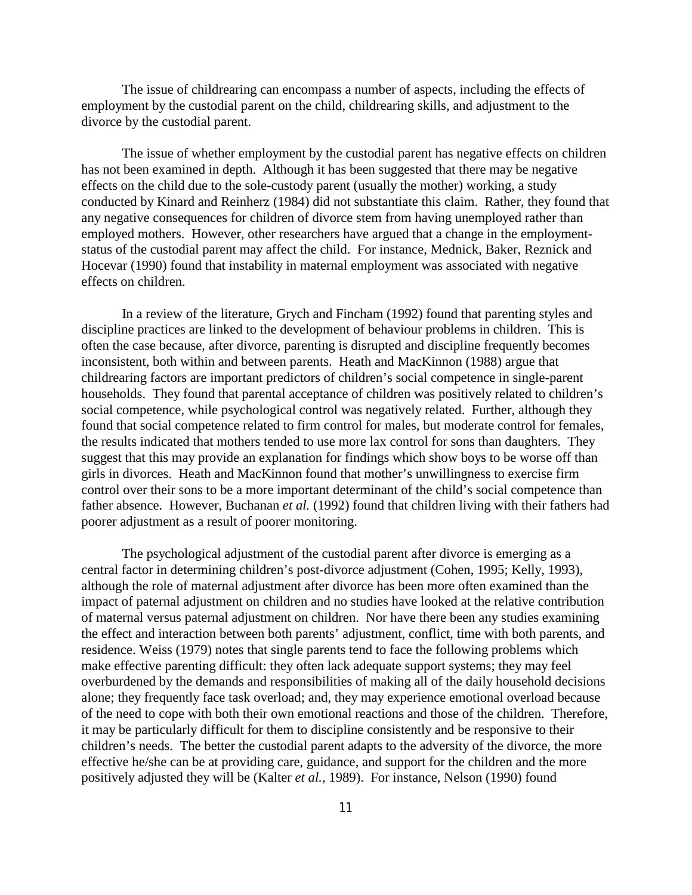The issue of childrearing can encompass a number of aspects, including the effects of employment by the custodial parent on the child, childrearing skills, and adjustment to the divorce by the custodial parent.

The issue of whether employment by the custodial parent has negative effects on children has not been examined in depth. Although it has been suggested that there may be negative effects on the child due to the sole-custody parent (usually the mother) working, a study conducted by Kinard and Reinherz (1984) did not substantiate this claim. Rather, they found that any negative consequences for children of divorce stem from having unemployed rather than employed mothers. However, other researchers have argued that a change in the employment-status of the custodial parent may affect the child. For instance, Mednick, Baker, Reznick and Hocevar (1990) found that instability in maternal employment was associated with negative effects on children.

In a review of the literature, Grych and Fincham (1992) found that parenting styles and discipline practices are linked to the development of behaviour problems in children. This is often the case because, after divorce, parenting is disrupted and discipline frequently becomes inconsistent, both within and between parents. Heath and MacKinnon (1988) argue that childrearing factors are important predictors of children's social competence in single-parent households. They found that parental acceptance of children was positively related to children's social competence, while psychological control was negatively related. Further, although they found that social competence related to firm control for males, but moderate control for females, the results indicated that mothers tended to use more lax control for sons than daughters. They suggest that this may provide an explanation for findings which show boys to be worse off than girls in divorces. Heath and MacKinnon found that mother's unwillingness to exercise firm control over their sons to be a more important determinant of the child's social competence than father absence. However, Buchanan *et al.* (1992) found that children living with their fathers had poorer adjustment as a result of poorer monitoring.

The psychological adjustment of the custodial parent after divorce is emerging as a central factor in determining children's post-divorce adjustment (Cohen, 1995; Kelly, 1993), although the role of maternal adjustment after divorce has been more often examined than the impact of paternal adjustment on children and no studies have looked at the relative contribution of maternal versus paternal adjustment on children. Nor have there been any studies examining the effect and interaction between both parents' adjustment, conflict, time with both parents, and residence. Weiss (1979) notes that single parents tend to face the following problems which make effective parenting difficult: they often lack adequate support systems; they may feel overburdened by the demands and responsibilities of making all of the daily household decisions alone; they frequently face task overload; and, they may experience emotional overload because of the need to cope with both their own emotional reactions and those of the children. Therefore, it may be particularly difficult for them to discipline consistently and be responsive to their children's needs. The better the custodial parent adapts to the adversity of the divorce, the more effective he/she can be at providing care, guidance, and support for the children and the more positively adjusted they will be (Kalter *et al.*, 1989). For instance, Nelson (1990) found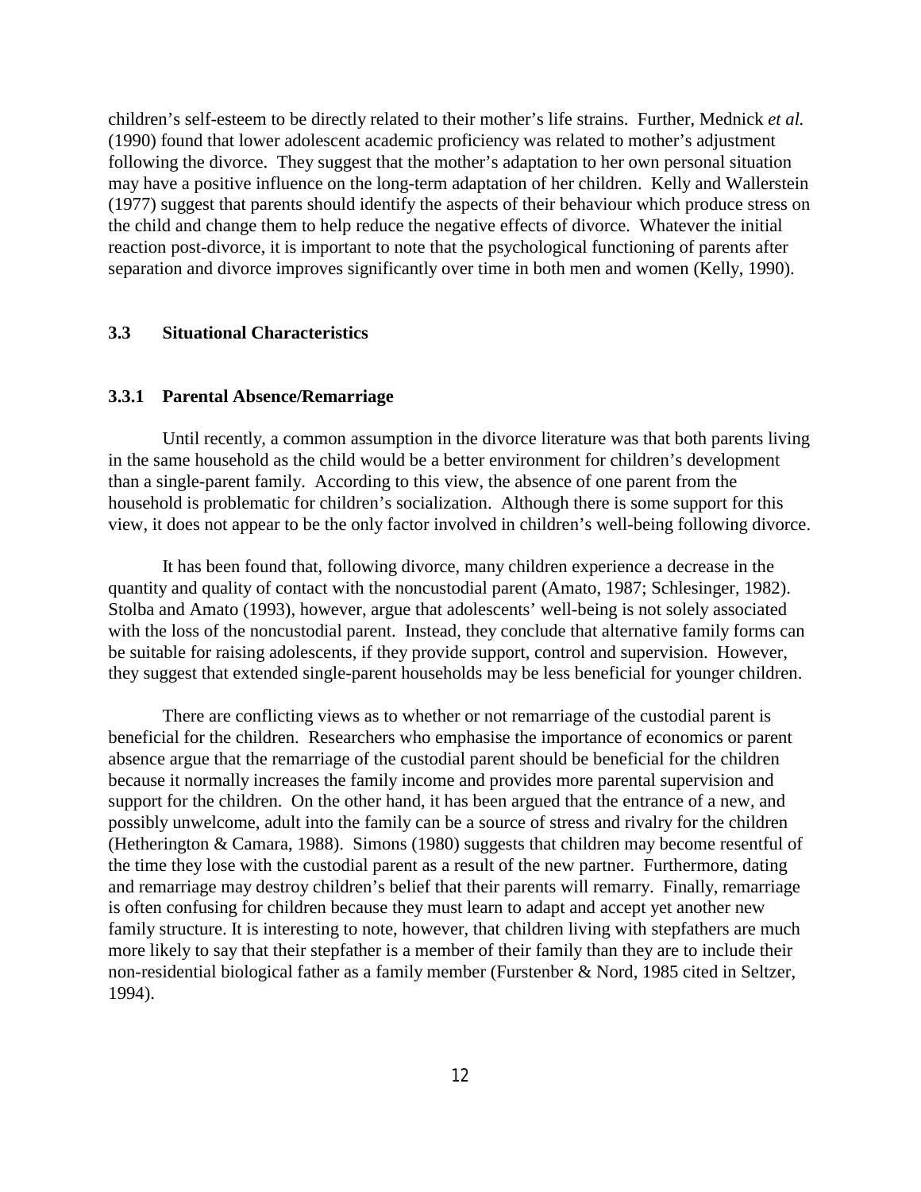children's self-esteem to be directly related to their mother's life strains. Further, Mednick *et al.* (1990) found that lower adolescent academic proficiency was related to mother's adjustment following the divorce. They suggest that the mother's adaptation to her own personal situation may have a positive influence on the long-term adaptation of her children. Kelly and Wallerstein (1977) suggest that parents should identify the aspects of their behaviour which produce stress on the child and change them to help reduce the negative effects of divorce. Whatever the initial reaction post-divorce, it is important to note that the psychological functioning of parents after separation and divorce improves significantly over time in both men and women (Kelly, 1990).

## 3.3 Situational Characteristics

### 3.3.1 Parental Absence/Remarriage

Until recently, a common assumption in the divorce literature was that both parents living in the same household as the child would be a better environment for children's development than a single-parent family. According to this view, the absence of one parent from the household is problematic for children's socialization. Although there is some support for this view, it does not appear to be the only factor involved in children's well-being following divorce.

It has been found that, following divorce, many children experience a decrease in the quantity and quality of contact with the noncustodial parent (Amato, 1987; Schlesinger, 1982). Stolba and Amato (1993), however, argue that adolescents' well-being is not solely associated with the loss of the noncustodial parent. Instead, they conclude that alternative family forms can be suitable for raising adolescents, if they provide support, control and supervision. However, they suggest that extended single-parent households may be less beneficial for younger children.

There are conflicting views as to whether or not remarriage of the custodial parent is beneficial for the children. Researchers who emphasise the importance of economics or parent absence argue that the remarriage of the custodial parent should be beneficial for the children because it normally increases the family income and provides more parental supervision and support for the children. On the other hand, it has been argued that the entrance of a new, and possibly unwelcome, adult into the family can be a source of stress and rivalry for the children (Hetherington & Camara, 1988). Simons (1980) suggests that children may become resentful of the time they lose with the custodial parent as a result of the new partner. Furthermore, dating and remarriage may destroy children's belief that their parents will remarry. Finally, remarriage is often confusing for children because they must learn to adapt and accept yet another new family structure. It is interesting to note, however, that children living with stepfathers are much more likely to say that their stepfather is a member of their family than they are to include their non-residential biological father as a family member (Furstenber & Nord, 1985 cited in Seltzer, 1994).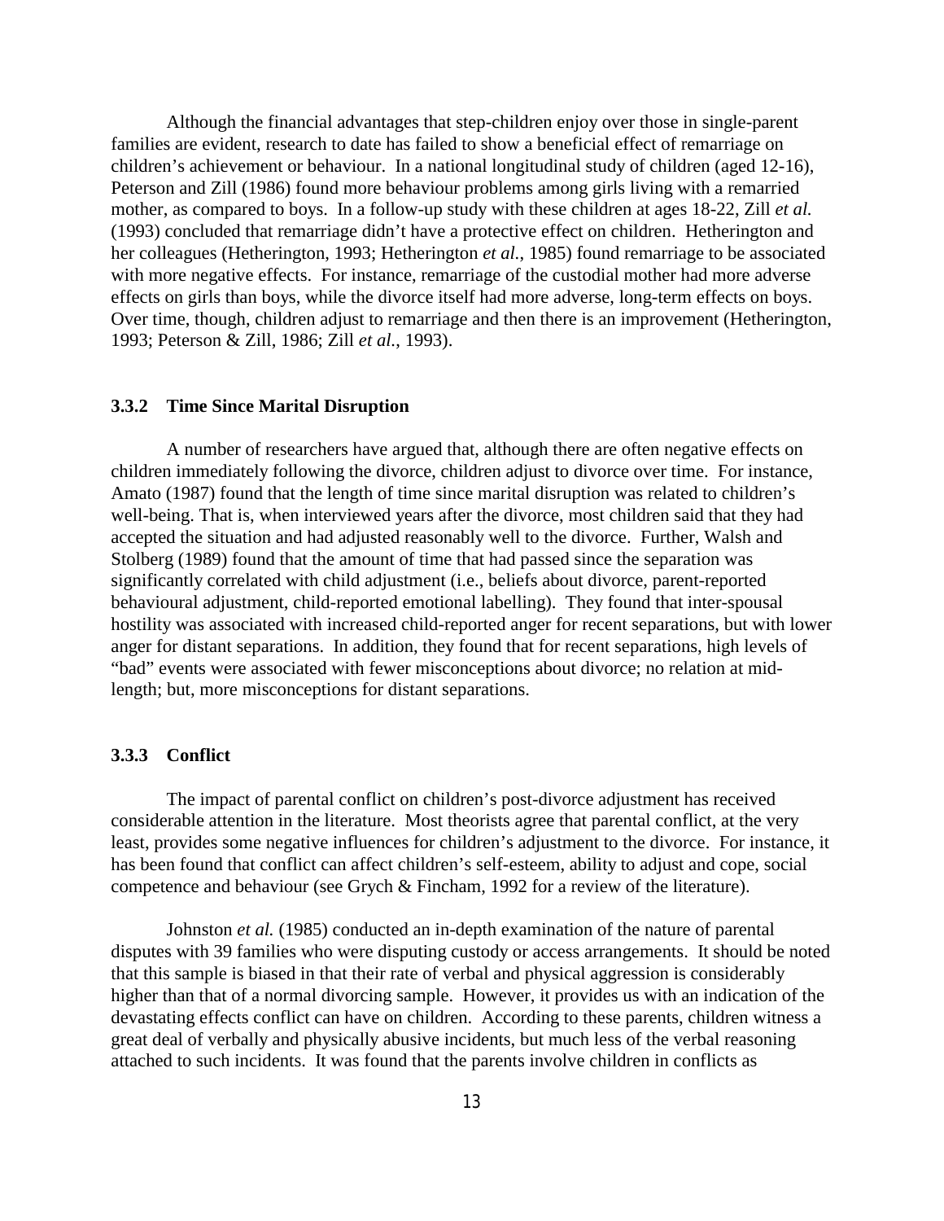Although the financial advantages that step-children enjoy over those in single-parent families are evident, research to date has failed to show a beneficial effect of remarriage on children's achievement or behaviour. In a national longitudinal study of children (aged 12-16), Peterson and Zill (1986) found more behaviour problems among girls living with a remarried mother, as compared to boys. In a follow-up study with these children at ages 18-22, Zill *et al.* (1993) concluded that remarriage didn't have a protective effect on children. Hetherington and her colleagues (Hetherington, 1993; Hetherington *et al.*, 1985) found remarriage to be associated with more negative effects. For instance, remarriage of the custodial mother had more adverse effects on girls than boys, while the divorce itself had more adverse, long-term effects on boys. Over time, though, children adjust to remarriage and then there is an improvement (Hetherington, 1993; Peterson & Zill, 1986; Zill *et al.*, 1993).

### 3.3.2 Time Since Marital Disruption

A number of researchers have argued that, although there are often negative effects on children immediately following the divorce, children adjust to divorce over time. For instance, Amato (1987) found that the length of time since marital disruption was related to children's well-being. That is, when interviewed years after the divorce, most children said that they had accepted the situation and had adjusted reasonably well to the divorce. Further, Walsh and Stolberg (1989) found that the amount of time that had passed since the separation was significantly correlated with child adjustment (i.e., beliefs about divorce, parent-reported behavioural adjustment, child-reported emotional labelling). They found that inter-spousal hostility was associated with increased child-reported anger for recent separations, but with lower anger for distant separations. In addition, they found that for recent separations, high levels of "bad" events were associated with fewer misconceptions about divorce; no relation at mid-length; but, more misconceptions for distant separations.

### 3.3.3 Conflict

The impact of parental conflict on children's post-divorce adjustment has received considerable attention in the literature. Most theorists agree that parental conflict, at the very least, provides some negative influences for children's adjustment to the divorce. For instance, it has been found that conflict can affect children's self-esteem, ability to adjust and cope, social competence and behaviour (see Grych & Fincham, 1992 for a review of the literature).

Johnston *et al.* (1985) conducted an in-depth examination of the nature of parental disputes with 39 families who were disputing custody or access arrangements. It should be noted that this sample is biased in that their rate of verbal and physical aggression is considerably higher than that of a normal divorcing sample. However, it provides us with an indication of the devastating effects conflict can have on children. According to these parents, children witness a great deal of verbally and physically abusive incidents, but much less of the verbal reasoning attached to such incidents. It was found that the parents involve children in conflicts as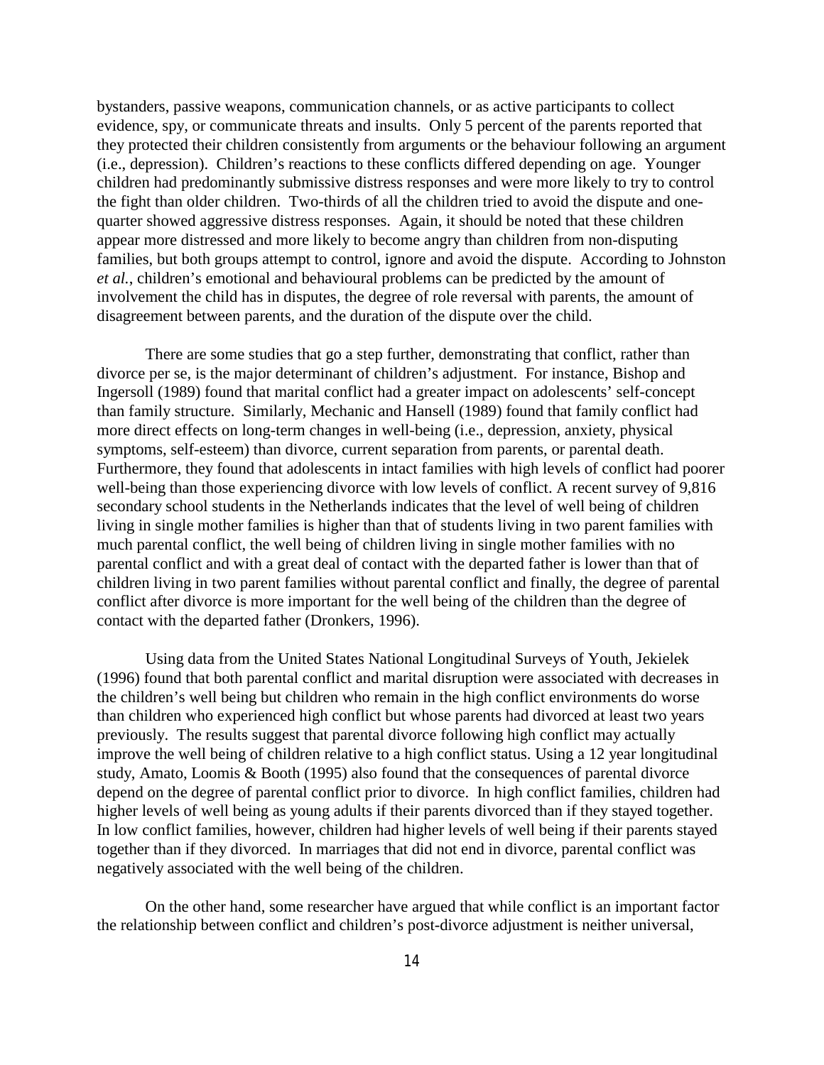bystanders, passive weapons, communication channels, or as active participants to collect evidence, spy, or communicate threats and insults. Only 5 percent of the parents reported that they protected their children consistently from arguments or the behaviour following an argument (i.e., depression). Children's reactions to these conflicts differed depending on age. Younger children had predominantly submissive distress responses and were more likely to try to control the fight than older children. Two-thirds of all the children tried to avoid the dispute and one-quarter showed aggressive distress responses. Again, it should be noted that these children appear more distressed and more likely to become angry than children from non-disputing families, but both groups attempt to control, ignore and avoid the dispute. According to Johnston *et al.*, children's emotional and behavioural problems can be predicted by the amount of involvement the child has in disputes, the degree of role reversal with parents, the amount of disagreement between parents, and the duration of the dispute over the child.

There are some studies that go a step further, demonstrating that conflict, rather than divorce per se, is the major determinant of children's adjustment. For instance, Bishop and Ingersoll (1989) found that marital conflict had a greater impact on adolescents' self-concept than family structure. Similarly, Mechanic and Hansell (1989) found that family conflict had more direct effects on long-term changes in well-being (i.e., depression, anxiety, physical symptoms, self-esteem) than divorce, current separation from parents, or parental death. Furthermore, they found that adolescents in intact families with high levels of conflict had poorer well-being than those experiencing divorce with low levels of conflict. A recent survey of 9,816 secondary school students in the Netherlands indicates that the level of well being of children living in single mother families is higher than that of students living in two parent families with much parental conflict, the well being of children living in single mother families with no parental conflict and with a great deal of contact with the departed father is lower than that of children living in two parent families without parental conflict and finally, the degree of parental conflict after divorce is more important for the well being of the children than the degree of contact with the departed father (Dronkers, 1996).

Using data from the United States National Longitudinal Surveys of Youth, Jekielek (1996) found that both parental conflict and marital disruption were associated with decreases in the children's well being but children who remain in the high conflict environments do worse than children who experienced high conflict but whose parents had divorced at least two years previously. The results suggest that parental divorce following high conflict may actually improve the well being of children relative to a high conflict status. Using a 12 year longitudinal study, Amato, Loomis & Booth (1995) also found that the consequences of parental divorce depend on the degree of parental conflict prior to divorce. In high conflict families, children had higher levels of well being as young adults if their parents divorced than if they stayed together. In low conflict families, however, children had higher levels of well being if their parents stayed together than if they divorced. In marriages that did not end in divorce, parental conflict was negatively associated with the well being of the children.

On the other hand, some researcher have argued that while conflict is an important factor the relationship between conflict and children's post-divorce adjustment is neither universal,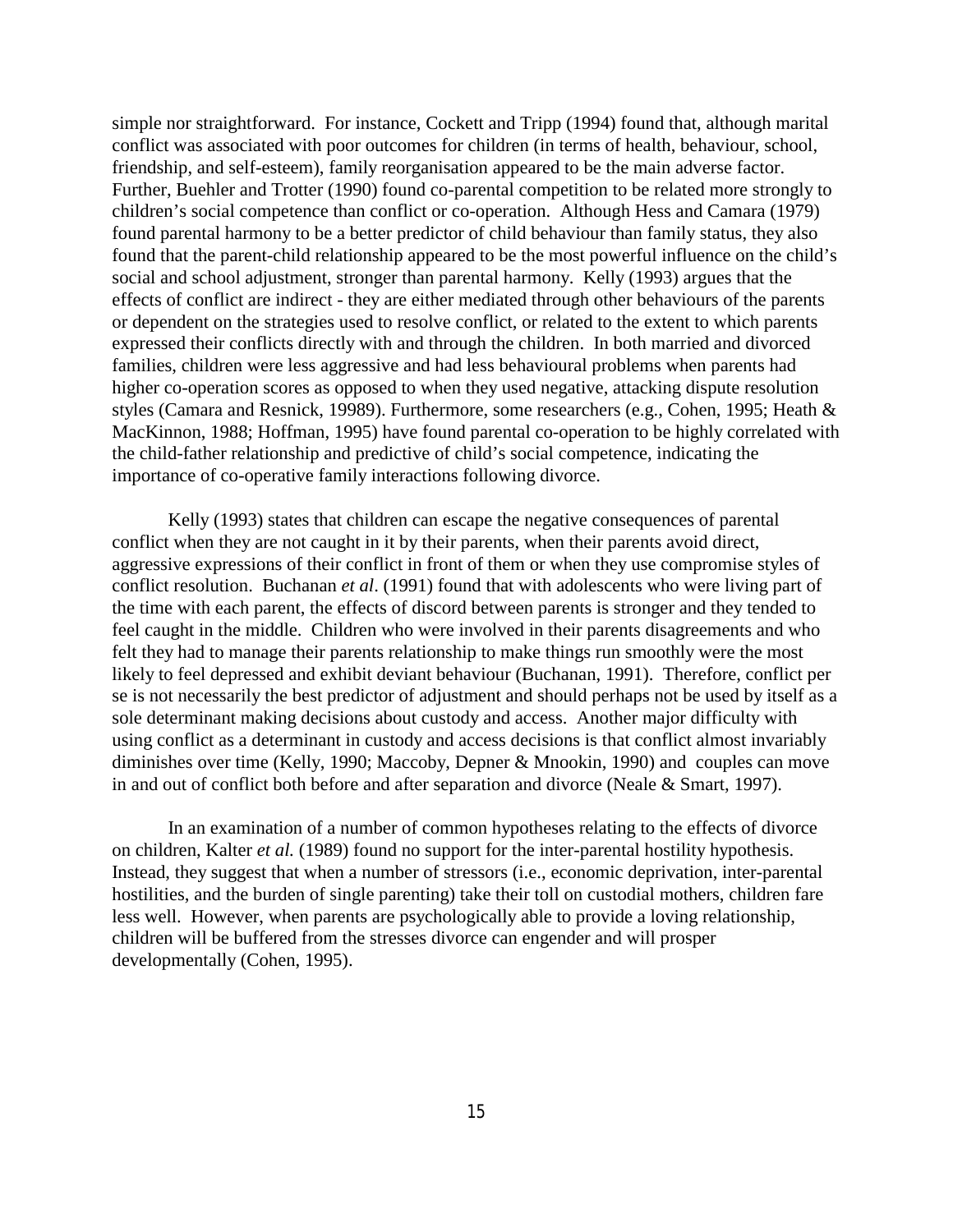simple nor straightforward. For instance, Cockett and Tripp (1994) found that, although marital conflict was associated with poor outcomes for children (in terms of health, behaviour, school, friendship, and self-esteem), family reorganisation appeared to be the main adverse factor. Further, Buehler and Trotter (1990) found co-parental competition to be related more strongly to children's social competence than conflict or co-operation. Although Hess and Camara (1979) found parental harmony to be a better predictor of child behaviour than family status, they also found that the parent-child relationship appeared to be the most powerful influence on the child's social and school adjustment, stronger than parental harmony. Kelly (1993) argues that the effects of conflict are indirect - they are either mediated through other behaviours of the parents or dependent on the strategies used to resolve conflict, or related to the extent to which parents expressed their conflicts directly with and through the children. In both married and divorced families, children were less aggressive and had less behavioural problems when parents had higher co-operation scores as opposed to when they used negative, attacking dispute resolution styles (Camara and Resnick, 19989). Furthermore, some researchers (e.g., Cohen, 1995; Heath & MacKinnon, 1988; Hoffman, 1995) have found parental co-operation to be highly correlated with the child-father relationship and predictive of child's social competence, indicating the importance of co-operative family interactions following divorce.

Kelly (1993) states that children can escape the negative consequences of parental conflict when they are not caught in it by their parents, when their parents avoid direct, aggressive expressions of their conflict in front of them or when they use compromise styles of conflict resolution. Buchanan *et al*. (1991) found that with adolescents who were living part of the time with each parent, the effects of discord between parents is stronger and they tended to feel caught in the middle. Children who were involved in their parents disagreements and who felt they had to manage their parents relationship to make things run smoothly were the most likely to feel depressed and exhibit deviant behaviour (Buchanan, 1991). Therefore, conflict per se is not necessarily the best predictor of adjustment and should perhaps not be used by itself as a sole determinant making decisions about custody and access. Another major difficulty with using conflict as a determinant in custody and access decisions is that conflict almost invariably diminishes over time (Kelly, 1990; Maccoby, Depner & Mnookin, 1990) and couples can move in and out of conflict both before and after separation and divorce (Neale & Smart, 1997).

In an examination of a number of common hypotheses relating to the effects of divorce on children, Kalter *et al.* (1989) found no support for the inter-parental hostility hypothesis. Instead, they suggest that when a number of stressors (i.e., economic deprivation, inter-parental hostilities, and the burden of single parenting) take their toll on custodial mothers, children fare less well. However, when parents are psychologically able to provide a loving relationship, children will be buffered from the stresses divorce can engender and will prosper developmentally (Cohen, 1995).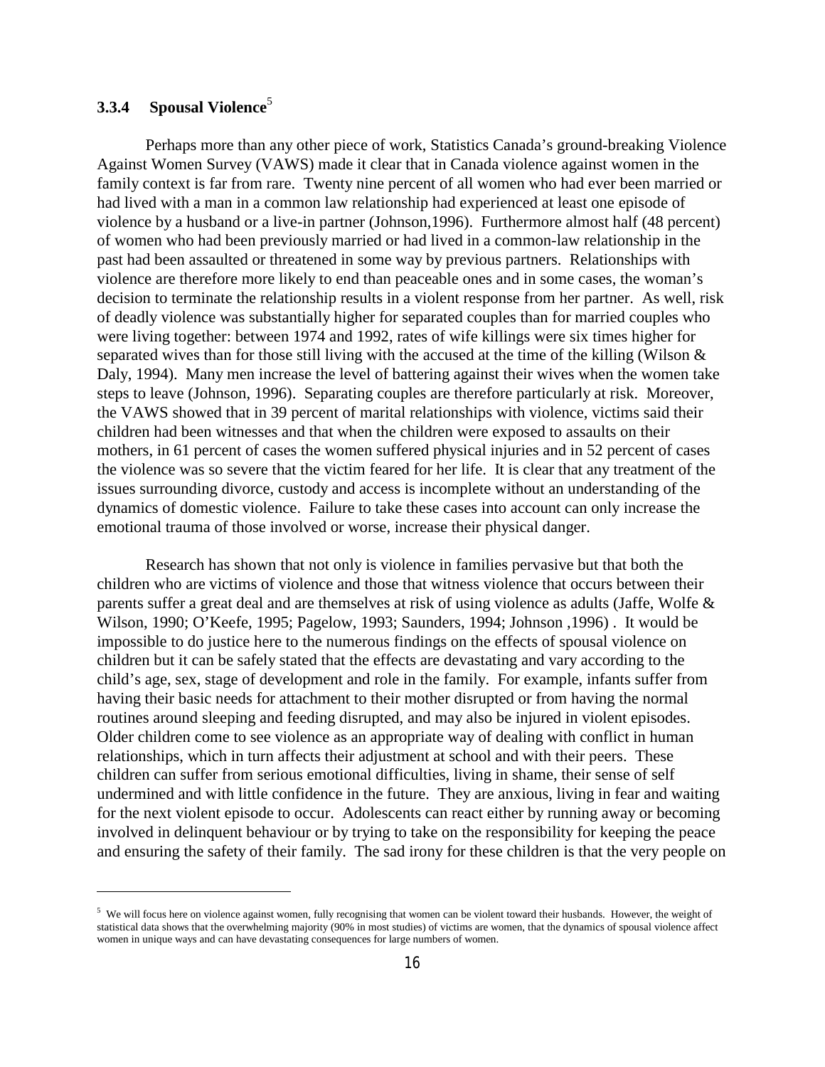### 3.3.4 Spousal Violence[5]

Perhaps more than any other piece of work, Statistics Canada's ground-breaking Violence Against Women Survey (VAWS) made it clear that in Canada violence against women in the family context is far from rare. Twenty nine percent of all women who had ever been married or had lived with a man in a common law relationship had experienced at least one episode of violence by a husband or a live-in partner (Johnson,1996). Furthermore almost half (48 percent) of women who had been previously married or had lived in a common-law relationship in the past had been assaulted or threatened in some way by previous partners. Relationships with violence are therefore more likely to end than peaceable ones and in some cases, the woman's decision to terminate the relationship results in a violent response from her partner. As well, risk of deadly violence was substantially higher for separated couples than for married couples who were living together: between 1974 and 1992, rates of wife killings were six times higher for separated wives than for those still living with the accused at the time of the killing (Wilson & Daly, 1994). Many men increase the level of battering against their wives when the women take steps to leave (Johnson, 1996). Separating couples are therefore particularly at risk. Moreover, the VAWS showed that in 39 percent of marital relationships with violence, victims said their children had been witnesses and that when the children were exposed to assaults on their mothers, in 61 percent of cases the women suffered physical injuries and in 52 percent of cases the violence was so severe that the victim feared for her life. It is clear that any treatment of the issues surrounding divorce, custody and access is incomplete without an understanding of the dynamics of domestic violence. Failure to take these cases into account can only increase the emotional trauma of those involved or worse, increase their physical danger.

Research has shown that not only is violence in families pervasive but that both the children who are victims of violence and those that witness violence that occurs between their parents suffer a great deal and are themselves at risk of using violence as adults (Jaffe, Wolfe & Wilson, 1990; O'Keefe, 1995; Pagelow, 1993; Saunders, 1994; Johnson ,1996) . It would be impossible to do justice here to the numerous findings on the effects of spousal violence on children but it can be safely stated that the effects are devastating and vary according to the child's age, sex, stage of development and role in the family. For example, infants suffer from having their basic needs for attachment to their mother disrupted or from having the normal routines around sleeping and feeding disrupted, and may also be injured in violent episodes. Older children come to see violence as an appropriate way of dealing with conflict in human relationships, which in turn affects their adjustment at school and with their peers. These children can suffer from serious emotional difficulties, living in shame, their sense of self undermined and with little confidence in the future. They are anxious, living in fear and waiting for the next violent episode to occur. Adolescents can react either by running away or becoming involved in delinquent behaviour or by trying to take on the responsibility for keeping the peace and ensuring the safety of their family. The sad irony for these children is that the very people on

[5] We will focus here on violence against women, fully recognising that women can be violent toward their husbands. However, the weight of statistical data shows that the overwhelming majority (90% in most studies) of victims are women, that the dynamics of spousal violence affect women in unique ways and can have devastating consequences for large numbers of women.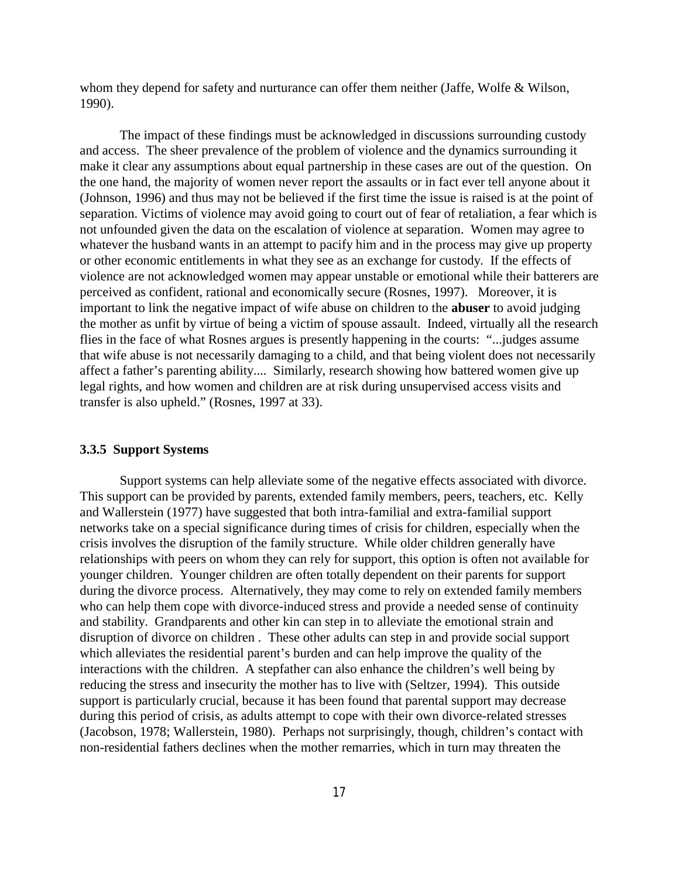whom they depend for safety and nurturance can offer them neither (Jaffe, Wolfe & Wilson, 1990).

The impact of these findings must be acknowledged in discussions surrounding custody and access. The sheer prevalence of the problem of violence and the dynamics surrounding it make it clear any assumptions about equal partnership in these cases are out of the question. On the one hand, the majority of women never report the assaults or in fact ever tell anyone about it (Johnson, 1996) and thus may not be believed if the first time the issue is raised is at the point of separation. Victims of violence may avoid going to court out of fear of retaliation, a fear which is not unfounded given the data on the escalation of violence at separation. Women may agree to whatever the husband wants in an attempt to pacify him and in the process may give up property or other economic entitlements in what they see as an exchange for custody. If the effects of violence are not acknowledged women may appear unstable or emotional while their batterers are perceived as confident, rational and economically secure (Rosnes, 1997). Moreover, it is important to link the negative impact of wife abuse on children to the **abuser** to avoid judging the mother as unfit by virtue of being a victim of spouse assault. Indeed, virtually all the research flies in the face of what Rosnes argues is presently happening in the courts: "...judges assume that wife abuse is not necessarily damaging to a child, and that being violent does not necessarily affect a father's parenting ability.... Similarly, research showing how battered women give up legal rights, and how women and children are at risk during unsupervised access visits and transfer is also upheld." (Rosnes, 1997 at 33).

### 3.3.5 Support Systems

Support systems can help alleviate some of the negative effects associated with divorce. This support can be provided by parents, extended family members, peers, teachers, etc. Kelly and Wallerstein (1977) have suggested that both intra-familial and extra-familial support networks take on a special significance during times of crisis for children, especially when the crisis involves the disruption of the family structure. While older children generally have relationships with peers on whom they can rely for support, this option is often not available for younger children. Younger children are often totally dependent on their parents for support during the divorce process. Alternatively, they may come to rely on extended family members who can help them cope with divorce-induced stress and provide a needed sense of continuity and stability. Grandparents and other kin can step in to alleviate the emotional strain and disruption of divorce on children . These other adults can step in and provide social support which alleviates the residential parent's burden and can help improve the quality of the interactions with the children. A stepfather can also enhance the children's well being by reducing the stress and insecurity the mother has to live with (Seltzer, 1994). This outside support is particularly crucial, because it has been found that parental support may decrease during this period of crisis, as adults attempt to cope with their own divorce-related stresses (Jacobson, 1978; Wallerstein, 1980). Perhaps not surprisingly, though, children's contact with non-residential fathers declines when the mother remarries, which in turn may threaten the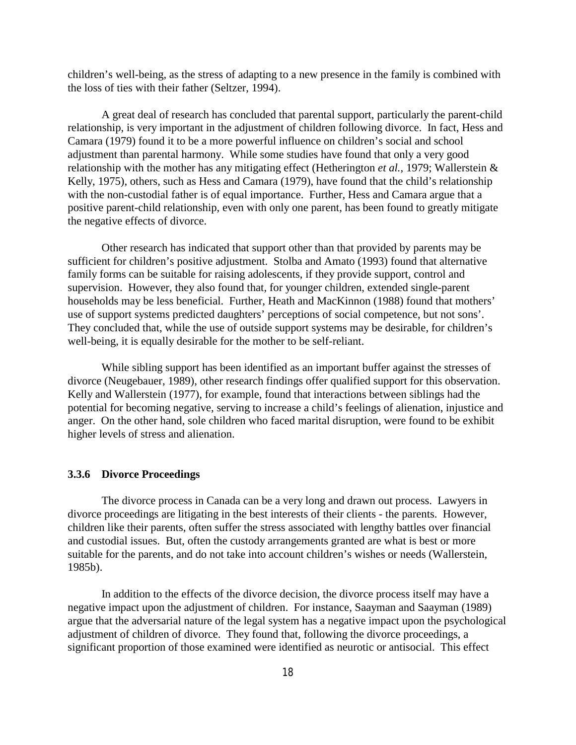children's well-being, as the stress of adapting to a new presence in the family is combined with the loss of ties with their father (Seltzer, 1994).

A great deal of research has concluded that parental support, particularly the parent-child relationship, is very important in the adjustment of children following divorce. In fact, Hess and Camara (1979) found it to be a more powerful influence on children's social and school adjustment than parental harmony. While some studies have found that only a very good relationship with the mother has any mitigating effect (Hetherington *et al.*, 1979; Wallerstein & Kelly, 1975), others, such as Hess and Camara (1979), have found that the child's relationship with the non-custodial father is of equal importance. Further, Hess and Camara argue that a positive parent-child relationship, even with only one parent, has been found to greatly mitigate the negative effects of divorce.

Other research has indicated that support other than that provided by parents may be sufficient for children's positive adjustment. Stolba and Amato (1993) found that alternative family forms can be suitable for raising adolescents, if they provide support, control and supervision. However, they also found that, for younger children, extended single-parent households may be less beneficial. Further, Heath and MacKinnon (1988) found that mothers' use of support systems predicted daughters' perceptions of social competence, but not sons'. They concluded that, while the use of outside support systems may be desirable, for children's well-being, it is equally desirable for the mother to be self-reliant.

While sibling support has been identified as an important buffer against the stresses of divorce (Neugebauer, 1989), other research findings offer qualified support for this observation. Kelly and Wallerstein (1977), for example, found that interactions between siblings had the potential for becoming negative, serving to increase a child's feelings of alienation, injustice and anger. On the other hand, sole children who faced marital disruption, were found to be exhibit higher levels of stress and alienation.

### 3.3.6 Divorce Proceedings

The divorce process in Canada can be a very long and drawn out process. Lawyers in divorce proceedings are litigating in the best interests of their clients - the parents. However, children like their parents, often suffer the stress associated with lengthy battles over financial and custodial issues. But, often the custody arrangements granted are what is best or more suitable for the parents, and do not take into account children's wishes or needs (Wallerstein, 1985b).

In addition to the effects of the divorce decision, the divorce process itself may have a negative impact upon the adjustment of children. For instance, Saayman and Saayman (1989) argue that the adversarial nature of the legal system has a negative impact upon the psychological adjustment of children of divorce. They found that, following the divorce proceedings, a significant proportion of those examined were identified as neurotic or antisocial. This effect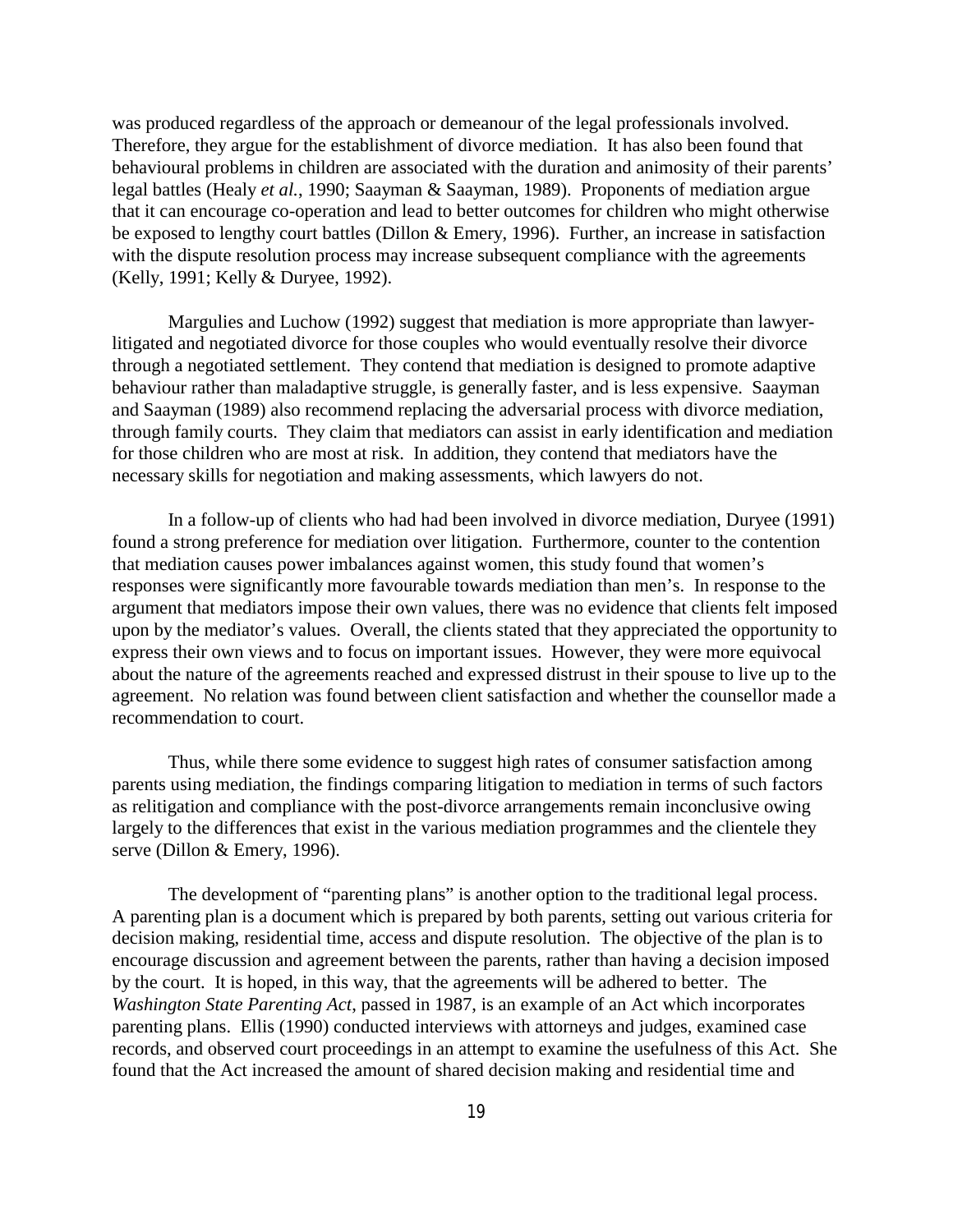was produced regardless of the approach or demeanour of the legal professionals involved. Therefore, they argue for the establishment of divorce mediation. It has also been found that behavioural problems in children are associated with the duration and animosity of their parents' legal battles (Healy *et al.*, 1990; Saayman & Saayman, 1989). Proponents of mediation argue that it can encourage co-operation and lead to better outcomes for children who might otherwise be exposed to lengthy court battles (Dillon & Emery, 1996). Further, an increase in satisfaction with the dispute resolution process may increase subsequent compliance with the agreements (Kelly, 1991; Kelly & Duryee, 1992).

Margulies and Luchow (1992) suggest that mediation is more appropriate than lawyer-litigated and negotiated divorce for those couples who would eventually resolve their divorce through a negotiated settlement. They contend that mediation is designed to promote adaptive behaviour rather than maladaptive struggle, is generally faster, and is less expensive. Saayman and Saayman (1989) also recommend replacing the adversarial process with divorce mediation, through family courts. They claim that mediators can assist in early identification and mediation for those children who are most at risk. In addition, they contend that mediators have the necessary skills for negotiation and making assessments, which lawyers do not.

In a follow-up of clients who had had been involved in divorce mediation, Duryee (1991) found a strong preference for mediation over litigation. Furthermore, counter to the contention that mediation causes power imbalances against women, this study found that women's responses were significantly more favourable towards mediation than men's. In response to the argument that mediators impose their own values, there was no evidence that clients felt imposed upon by the mediator's values. Overall, the clients stated that they appreciated the opportunity to express their own views and to focus on important issues. However, they were more equivocal about the nature of the agreements reached and expressed distrust in their spouse to live up to the agreement. No relation was found between client satisfaction and whether the counsellor made a recommendation to court.

Thus, while there some evidence to suggest high rates of consumer satisfaction among parents using mediation, the findings comparing litigation to mediation in terms of such factors as relitigation and compliance with the post-divorce arrangements remain inconclusive owing largely to the differences that exist in the various mediation programmes and the clientele they serve (Dillon & Emery, 1996).

The development of "parenting plans" is another option to the traditional legal process. A parenting plan is a document which is prepared by both parents, setting out various criteria for decision making, residential time, access and dispute resolution. The objective of the plan is to encourage discussion and agreement between the parents, rather than having a decision imposed by the court. It is hoped, in this way, that the agreements will be adhered to better. The *Washington State Parenting Act*, passed in 1987, is an example of an Act which incorporates parenting plans. Ellis (1990) conducted interviews with attorneys and judges, examined case records, and observed court proceedings in an attempt to examine the usefulness of this Act. She found that the Act increased the amount of shared decision making and residential time and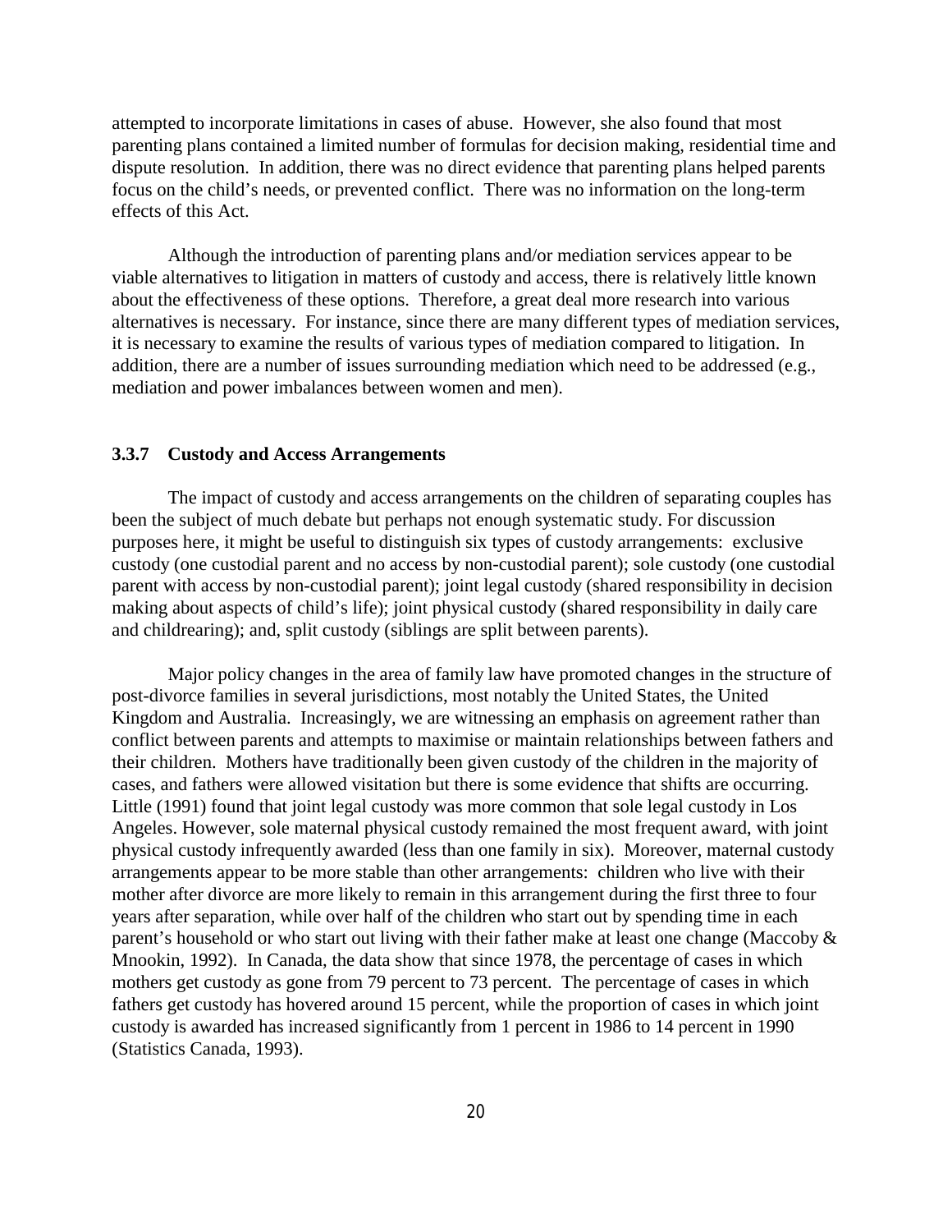attempted to incorporate limitations in cases of abuse. However, she also found that most parenting plans contained a limited number of formulas for decision making, residential time and dispute resolution. In addition, there was no direct evidence that parenting plans helped parents focus on the child's needs, or prevented conflict. There was no information on the long-term effects of this Act.

Although the introduction of parenting plans and/or mediation services appear to be viable alternatives to litigation in matters of custody and access, there is relatively little known about the effectiveness of these options. Therefore, a great deal more research into various alternatives is necessary. For instance, since there are many different types of mediation services, it is necessary to examine the results of various types of mediation compared to litigation. In addition, there are a number of issues surrounding mediation which need to be addressed (e.g., mediation and power imbalances between women and men).

### 3.3.7 Custody and Access Arrangements

The impact of custody and access arrangements on the children of separating couples has been the subject of much debate but perhaps not enough systematic study. For discussion purposes here, it might be useful to distinguish six types of custody arrangements: exclusive custody (one custodial parent and no access by non-custodial parent); sole custody (one custodial parent with access by non-custodial parent); joint legal custody (shared responsibility in decision making about aspects of child's life); joint physical custody (shared responsibility in daily care and childrearing); and, split custody (siblings are split between parents).

Major policy changes in the area of family law have promoted changes in the structure of post-divorce families in several jurisdictions, most notably the United States, the United Kingdom and Australia. Increasingly, we are witnessing an emphasis on agreement rather than conflict between parents and attempts to maximise or maintain relationships between fathers and their children. Mothers have traditionally been given custody of the children in the majority of cases, and fathers were allowed visitation but there is some evidence that shifts are occurring. Little (1991) found that joint legal custody was more common that sole legal custody in Los Angeles. However, sole maternal physical custody remained the most frequent award, with joint physical custody infrequently awarded (less than one family in six). Moreover, maternal custody arrangements appear to be more stable than other arrangements: children who live with their mother after divorce are more likely to remain in this arrangement during the first three to four years after separation, while over half of the children who start out by spending time in each parent's household or who start out living with their father make at least one change (Maccoby & Mnookin, 1992). In Canada, the data show that since 1978, the percentage of cases in which mothers get custody as gone from 79 percent to 73 percent. The percentage of cases in which fathers get custody has hovered around 15 percent, while the proportion of cases in which joint custody is awarded has increased significantly from 1 percent in 1986 to 14 percent in 1990 (Statistics Canada, 1993).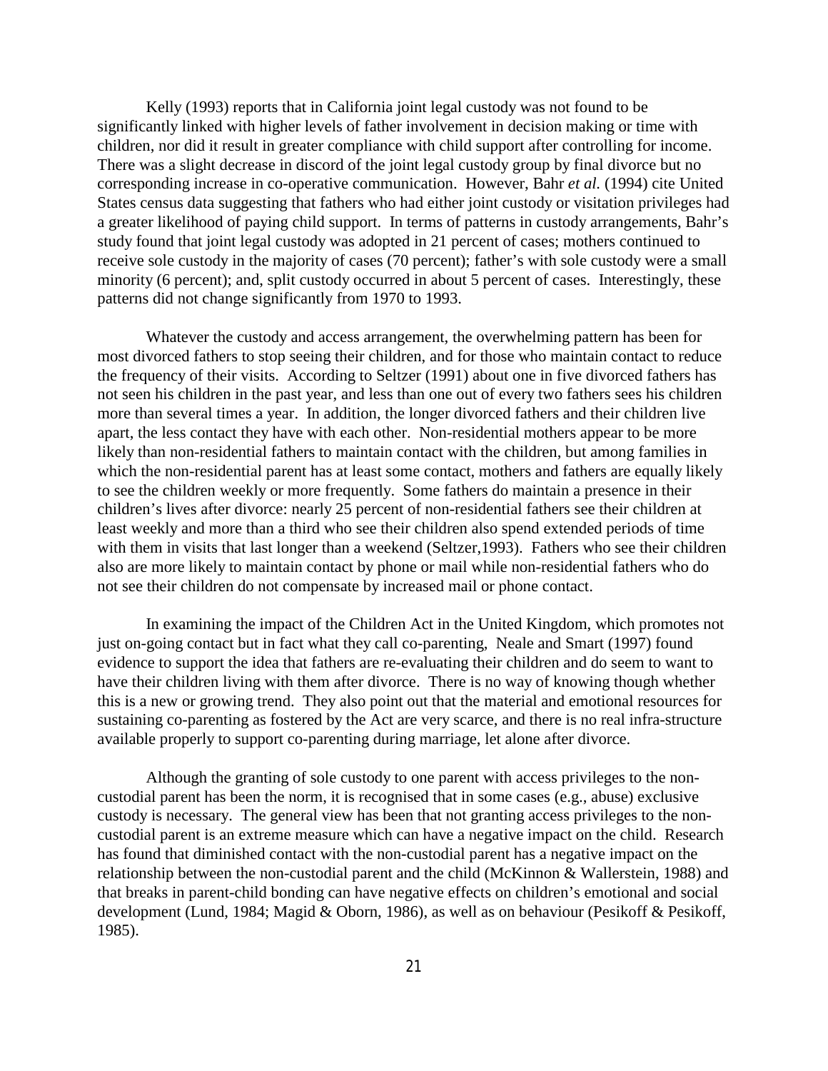Kelly (1993) reports that in California joint legal custody was not found to be significantly linked with higher levels of father involvement in decision making or time with children, nor did it result in greater compliance with child support after controlling for income. There was a slight decrease in discord of the joint legal custody group by final divorce but no corresponding increase in co-operative communication. However, Bahr *et al.* (1994) cite United States census data suggesting that fathers who had either joint custody or visitation privileges had a greater likelihood of paying child support. In terms of patterns in custody arrangements, Bahr's study found that joint legal custody was adopted in 21 percent of cases; mothers continued to receive sole custody in the majority of cases (70 percent); father's with sole custody were a small minority (6 percent); and, split custody occurred in about 5 percent of cases. Interestingly, these patterns did not change significantly from 1970 to 1993.

Whatever the custody and access arrangement, the overwhelming pattern has been for most divorced fathers to stop seeing their children, and for those who maintain contact to reduce the frequency of their visits. According to Seltzer (1991) about one in five divorced fathers has not seen his children in the past year, and less than one out of every two fathers sees his children more than several times a year. In addition, the longer divorced fathers and their children live apart, the less contact they have with each other. Non-residential mothers appear to be more likely than non-residential fathers to maintain contact with the children, but among families in which the non-residential parent has at least some contact, mothers and fathers are equally likely to see the children weekly or more frequently. Some fathers do maintain a presence in their children's lives after divorce: nearly 25 percent of non-residential fathers see their children at least weekly and more than a third who see their children also spend extended periods of time with them in visits that last longer than a weekend (Seltzer,1993). Fathers who see their children also are more likely to maintain contact by phone or mail while non-residential fathers who do not see their children do not compensate by increased mail or phone contact.

In examining the impact of the Children Act in the United Kingdom, which promotes not just on-going contact but in fact what they call co-parenting, Neale and Smart (1997) found evidence to support the idea that fathers are re-evaluating their children and do seem to want to have their children living with them after divorce. There is no way of knowing though whether this is a new or growing trend. They also point out that the material and emotional resources for sustaining co-parenting as fostered by the Act are very scarce, and there is no real infra-structure available properly to support co-parenting during marriage, let alone after divorce.

Although the granting of sole custody to one parent with access privileges to the non-custodial parent has been the norm, it is recognised that in some cases (e.g., abuse) exclusive custody is necessary. The general view has been that not granting access privileges to the non-custodial parent is an extreme measure which can have a negative impact on the child. Research has found that diminished contact with the non-custodial parent has a negative impact on the relationship between the non-custodial parent and the child (McKinnon & Wallerstein, 1988) and that breaks in parent-child bonding can have negative effects on children's emotional and social development (Lund, 1984; Magid & Oborn, 1986), as well as on behaviour (Pesikoff & Pesikoff, 1985).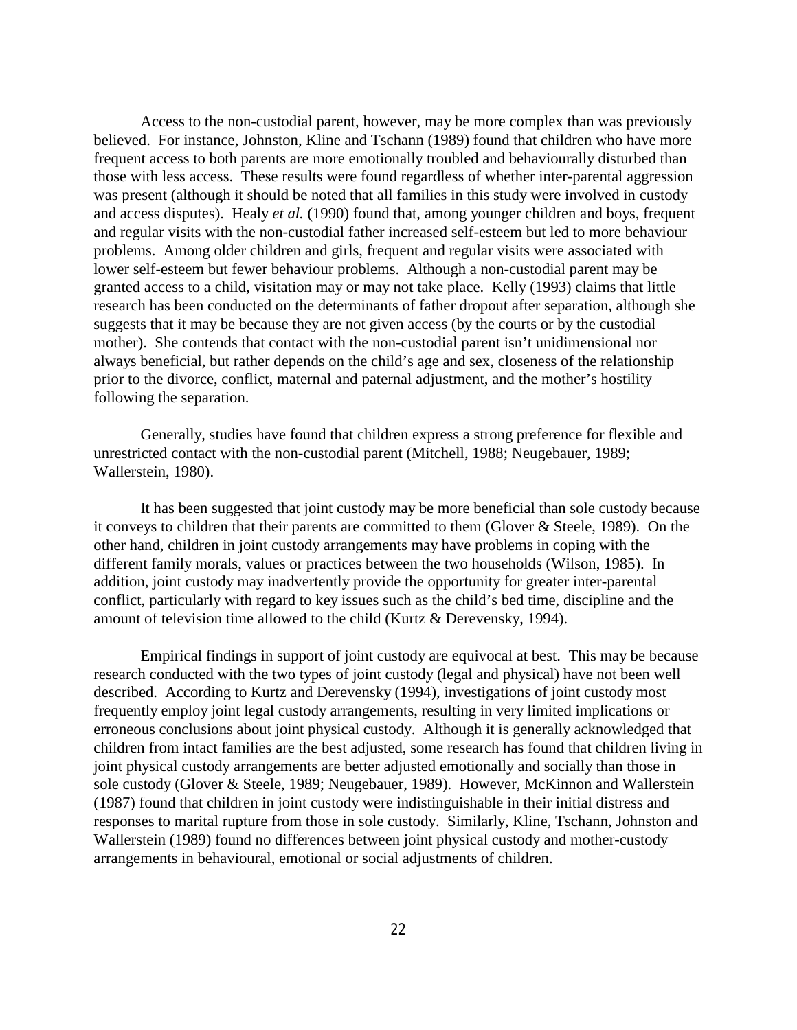Access to the non-custodial parent, however, may be more complex than was previously believed. For instance, Johnston, Kline and Tschann (1989) found that children who have more frequent access to both parents are more emotionally troubled and behaviourally disturbed than those with less access. These results were found regardless of whether inter-parental aggression was present (although it should be noted that all families in this study were involved in custody and access disputes). Healy *et al.* (1990) found that, among younger children and boys, frequent and regular visits with the non-custodial father increased self-esteem but led to more behaviour problems. Among older children and girls, frequent and regular visits were associated with lower self-esteem but fewer behaviour problems. Although a non-custodial parent may be granted access to a child, visitation may or may not take place. Kelly (1993) claims that little research has been conducted on the determinants of father dropout after separation, although she suggests that it may be because they are not given access (by the courts or by the custodial mother). She contends that contact with the non-custodial parent isn't unidimensional nor always beneficial, but rather depends on the child's age and sex, closeness of the relationship prior to the divorce, conflict, maternal and paternal adjustment, and the mother's hostility following the separation.

Generally, studies have found that children express a strong preference for flexible and unrestricted contact with the non-custodial parent (Mitchell, 1988; Neugebauer, 1989; Wallerstein, 1980).

It has been suggested that joint custody may be more beneficial than sole custody because it conveys to children that their parents are committed to them (Glover & Steele, 1989). On the other hand, children in joint custody arrangements may have problems in coping with the different family morals, values or practices between the two households (Wilson, 1985). In addition, joint custody may inadvertently provide the opportunity for greater inter-parental conflict, particularly with regard to key issues such as the child's bed time, discipline and the amount of television time allowed to the child (Kurtz & Derevensky, 1994).

Empirical findings in support of joint custody are equivocal at best. This may be because research conducted with the two types of joint custody (legal and physical) have not been well described. According to Kurtz and Derevensky (1994), investigations of joint custody most frequently employ joint legal custody arrangements, resulting in very limited implications or erroneous conclusions about joint physical custody. Although it is generally acknowledged that children from intact families are the best adjusted, some research has found that children living in joint physical custody arrangements are better adjusted emotionally and socially than those in sole custody (Glover & Steele, 1989; Neugebauer, 1989). However, McKinnon and Wallerstein (1987) found that children in joint custody were indistinguishable in their initial distress and responses to marital rupture from those in sole custody. Similarly, Kline, Tschann, Johnston and Wallerstein (1989) found no differences between joint physical custody and mother-custody arrangements in behavioural, emotional or social adjustments of children.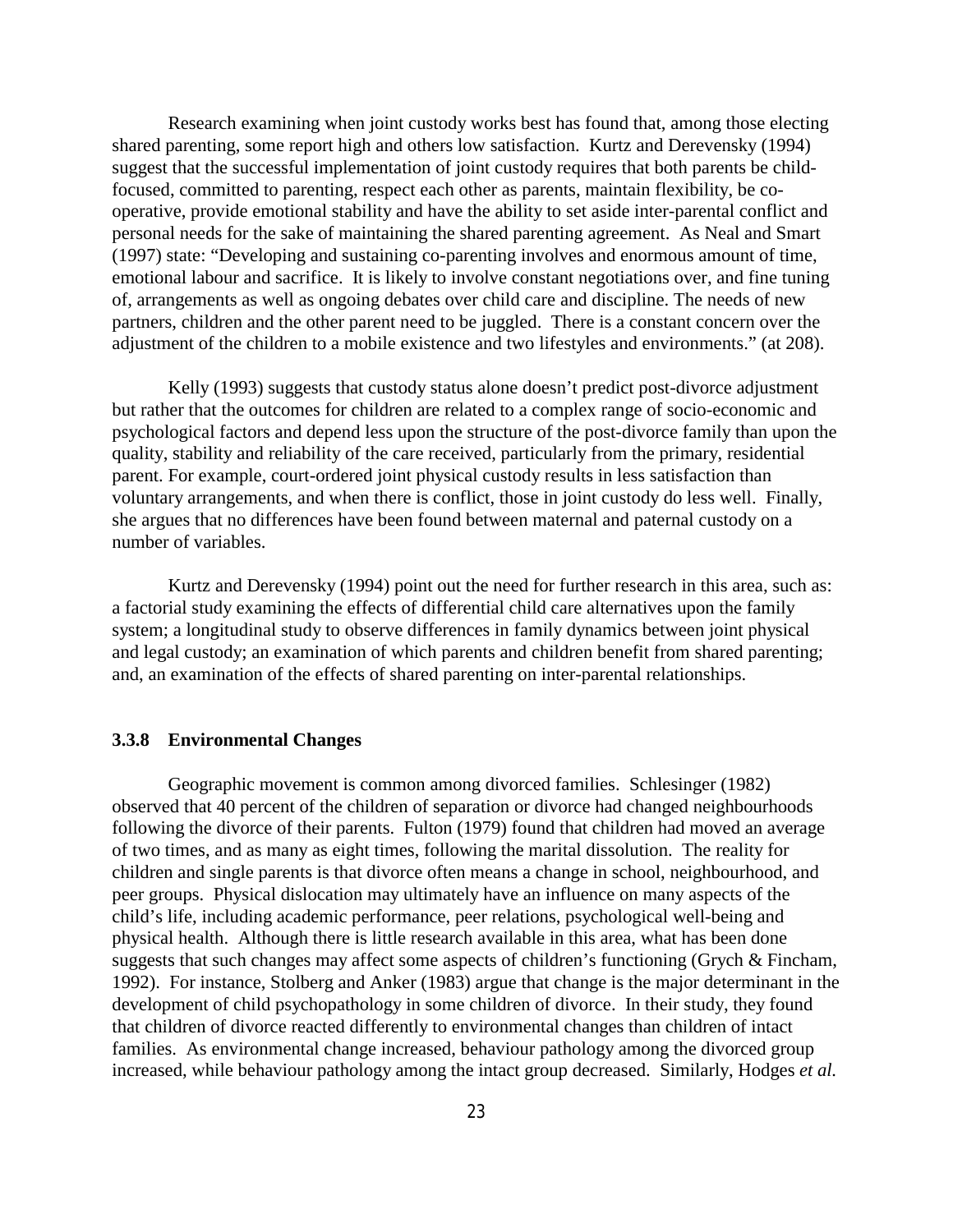Research examining when joint custody works best has found that, among those electing shared parenting, some report high and others low satisfaction. Kurtz and Derevensky (1994) suggest that the successful implementation of joint custody requires that both parents be child-focused, committed to parenting, respect each other as parents, maintain flexibility, be co-operative, provide emotional stability and have the ability to set aside inter-parental conflict and personal needs for the sake of maintaining the shared parenting agreement. As Neal and Smart (1997) state: "Developing and sustaining co-parenting involves and enormous amount of time, emotional labour and sacrifice. It is likely to involve constant negotiations over, and fine tuning of, arrangements as well as ongoing debates over child care and discipline. The needs of new partners, children and the other parent need to be juggled. There is a constant concern over the adjustment of the children to a mobile existence and two lifestyles and environments." (at 208).

Kelly (1993) suggests that custody status alone doesn't predict post-divorce adjustment but rather that the outcomes for children are related to a complex range of socio-economic and psychological factors and depend less upon the structure of the post-divorce family than upon the quality, stability and reliability of the care received, particularly from the primary, residential parent. For example, court-ordered joint physical custody results in less satisfaction than voluntary arrangements, and when there is conflict, those in joint custody do less well. Finally, she argues that no differences have been found between maternal and paternal custody on a number of variables.

Kurtz and Derevensky (1994) point out the need for further research in this area, such as: a factorial study examining the effects of differential child care alternatives upon the family system; a longitudinal study to observe differences in family dynamics between joint physical and legal custody; an examination of which parents and children benefit from shared parenting; and, an examination of the effects of shared parenting on inter-parental relationships.

### 3.3.8 Environmental Changes

Geographic movement is common among divorced families. Schlesinger (1982) observed that 40 percent of the children of separation or divorce had changed neighbourhoods following the divorce of their parents. Fulton (1979) found that children had moved an average of two times, and as many as eight times, following the marital dissolution. The reality for children and single parents is that divorce often means a change in school, neighbourhood, and peer groups. Physical dislocation may ultimately have an influence on many aspects of the child's life, including academic performance, peer relations, psychological well-being and physical health. Although there is little research available in this area, what has been done suggests that such changes may affect some aspects of children's functioning (Grych & Fincham, 1992). For instance, Stolberg and Anker (1983) argue that change is the major determinant in the development of child psychopathology in some children of divorce. In their study, they found that children of divorce reacted differently to environmental changes than children of intact families. As environmental change increased, behaviour pathology among the divorced group increased, while behaviour pathology among the intact group decreased. Similarly, Hodges *et al.*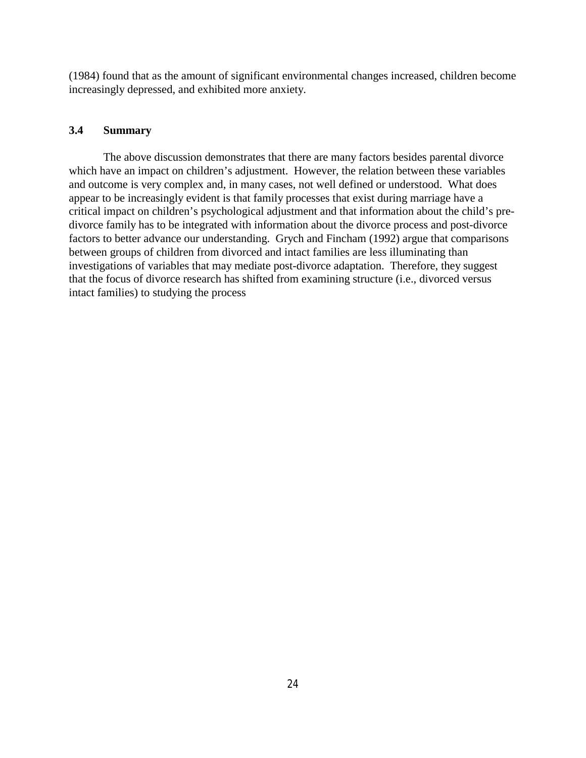(1984) found that as the amount of significant environmental changes increased, children become increasingly depressed, and exhibited more anxiety.

### 3.4 Summary

The above discussion demonstrates that there are many factors besides parental divorce which have an impact on children's adjustment. However, the relation between these variables and outcome is very complex and, in many cases, not well defined or understood. What does appear to be increasingly evident is that family processes that exist during marriage have a critical impact on children's psychological adjustment and that information about the child's pre-divorce family has to be integrated with information about the divorce process and post-divorce factors to better advance our understanding. Grych and Fincham (1992) argue that comparisons between groups of children from divorced and intact families are less illuminating than investigations of variables that may mediate post-divorce adaptation. Therefore, they suggest that the focus of divorce research has shifted from examining structure (i.e., divorced versus intact families) to studying the process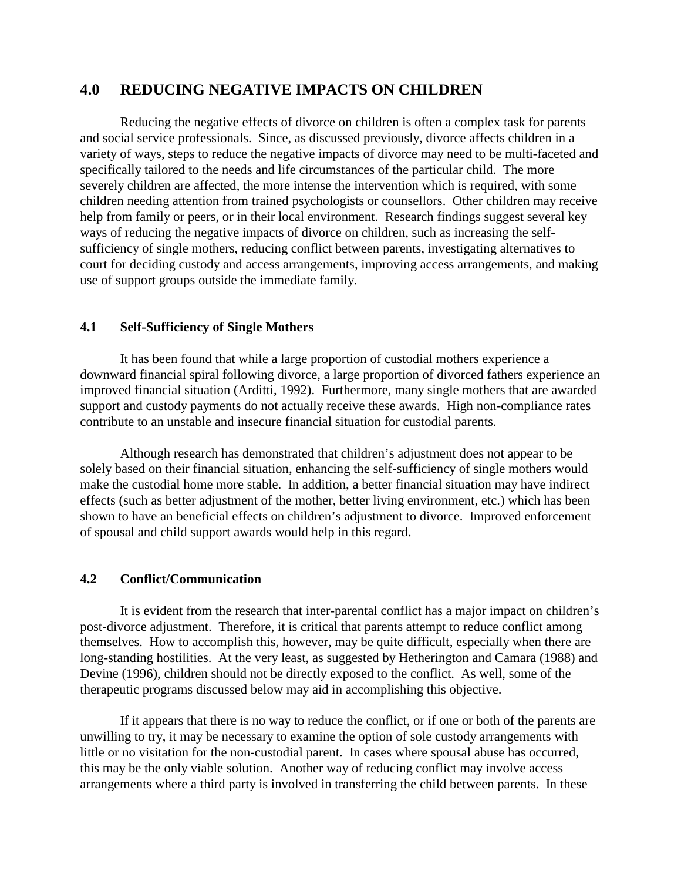## 4.0 REDUCING NEGATIVE IMPACTS ON CHILDREN

Reducing the negative effects of divorce on children is often a complex task for parents and social service professionals. Since, as discussed previously, divorce affects children in a variety of ways, steps to reduce the negative impacts of divorce may need to be multi-faceted and specifically tailored to the needs and life circumstances of the particular child. The more severely children are affected, the more intense the intervention which is required, with some children needing attention from trained psychologists or counsellors. Other children may receive help from family or peers, or in their local environment. Research findings suggest several key ways of reducing the negative impacts of divorce on children, such as increasing the self-sufficiency of single mothers, reducing conflict between parents, investigating alternatives to court for deciding custody and access arrangements, improving access arrangements, and making use of support groups outside the immediate family.

### 4.1 Self-Sufficiency of Single Mothers

It has been found that while a large proportion of custodial mothers experience a downward financial spiral following divorce, a large proportion of divorced fathers experience an improved financial situation (Arditti, 1992). Furthermore, many single mothers that are awarded support and custody payments do not actually receive these awards. High non-compliance rates contribute to an unstable and insecure financial situation for custodial parents.

Although research has demonstrated that children's adjustment does not appear to be solely based on their financial situation, enhancing the self-sufficiency of single mothers would make the custodial home more stable. In addition, a better financial situation may have indirect effects (such as better adjustment of the mother, better living environment, etc.) which has been shown to have an beneficial effects on children's adjustment to divorce. Improved enforcement of spousal and child support awards would help in this regard.

### 4.2 Conflict/Communication

It is evident from the research that inter-parental conflict has a major impact on children's post-divorce adjustment. Therefore, it is critical that parents attempt to reduce conflict among themselves. How to accomplish this, however, may be quite difficult, especially when there are long-standing hostilities. At the very least, as suggested by Hetherington and Camara (1988) and Devine (1996), children should not be directly exposed to the conflict. As well, some of the therapeutic programs discussed below may aid in accomplishing this objective.

If it appears that there is no way to reduce the conflict, or if one or both of the parents are unwilling to try, it may be necessary to examine the option of sole custody arrangements with little or no visitation for the non-custodial parent. In cases where spousal abuse has occurred, this may be the only viable solution. Another way of reducing conflict may involve access arrangements where a third party is involved in transferring the child between parents. In these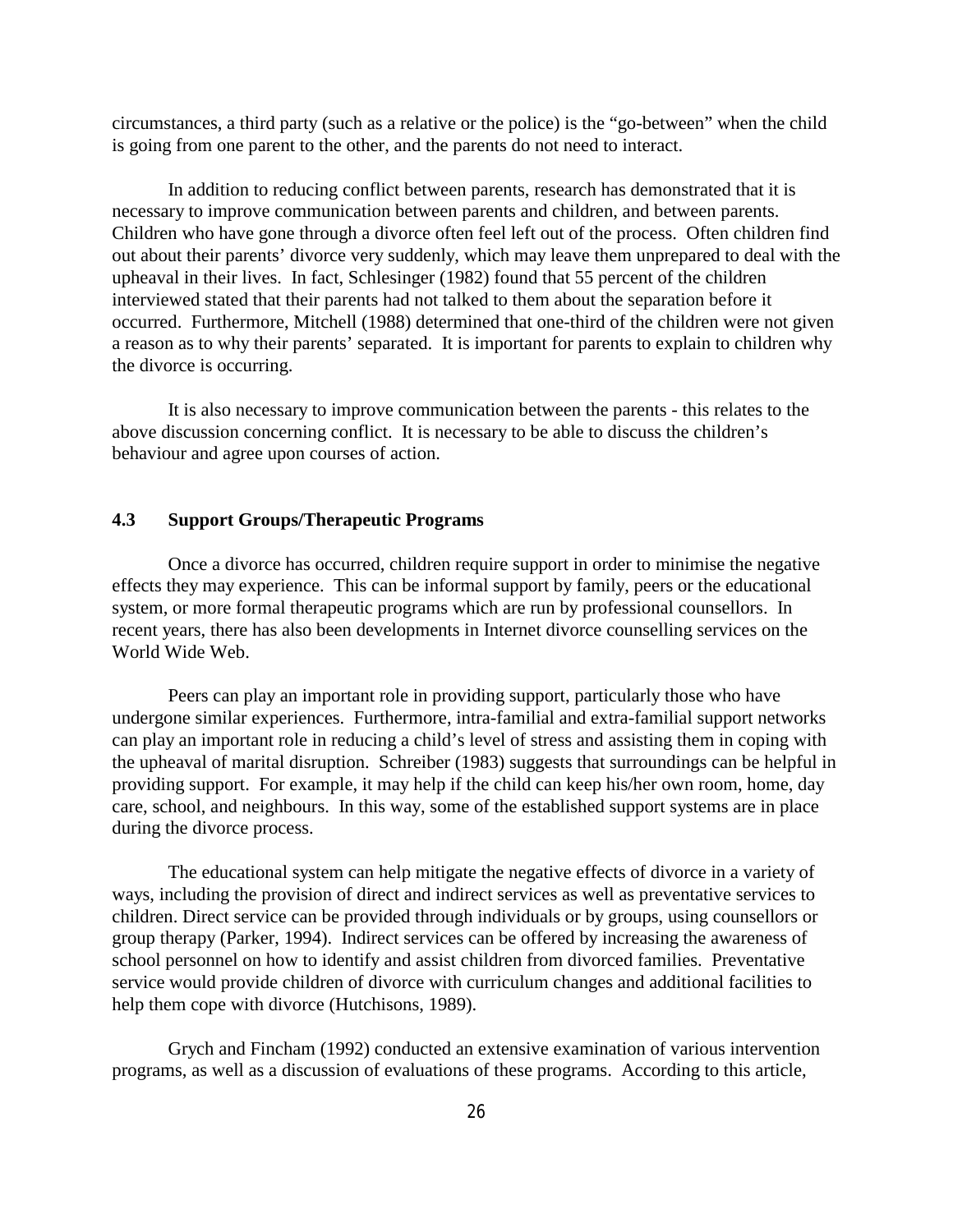circumstances, a third party (such as a relative or the police) is the "go-between" when the child is going from one parent to the other, and the parents do not need to interact.

In addition to reducing conflict between parents, research has demonstrated that it is necessary to improve communication between parents and children, and between parents. Children who have gone through a divorce often feel left out of the process. Often children find out about their parents' divorce very suddenly, which may leave them unprepared to deal with the upheaval in their lives. In fact, Schlesinger (1982) found that 55 percent of the children interviewed stated that their parents had not talked to them about the separation before it occurred. Furthermore, Mitchell (1988) determined that one-third of the children were not given a reason as to why their parents' separated. It is important for parents to explain to children why the divorce is occurring.

It is also necessary to improve communication between the parents - this relates to the above discussion concerning conflict. It is necessary to be able to discuss the children's behaviour and agree upon courses of action.

### 4.3 Support Groups/Therapeutic Programs

Once a divorce has occurred, children require support in order to minimise the negative effects they may experience. This can be informal support by family, peers or the educational system, or more formal therapeutic programs which are run by professional counsellors. In recent years, there has also been developments in Internet divorce counselling services on the World Wide Web.

Peers can play an important role in providing support, particularly those who have undergone similar experiences. Furthermore, intra-familial and extra-familial support networks can play an important role in reducing a child's level of stress and assisting them in coping with the upheaval of marital disruption. Schreiber (1983) suggests that surroundings can be helpful in providing support. For example, it may help if the child can keep his/her own room, home, day care, school, and neighbours. In this way, some of the established support systems are in place during the divorce process.

The educational system can help mitigate the negative effects of divorce in a variety of ways, including the provision of direct and indirect services as well as preventative services to children. Direct service can be provided through individuals or by groups, using counsellors or group therapy (Parker, 1994). Indirect services can be offered by increasing the awareness of school personnel on how to identify and assist children from divorced families. Preventative service would provide children of divorce with curriculum changes and additional facilities to help them cope with divorce (Hutchisons, 1989).

Grych and Fincham (1992) conducted an extensive examination of various intervention programs, as well as a discussion of evaluations of these programs. According to this article,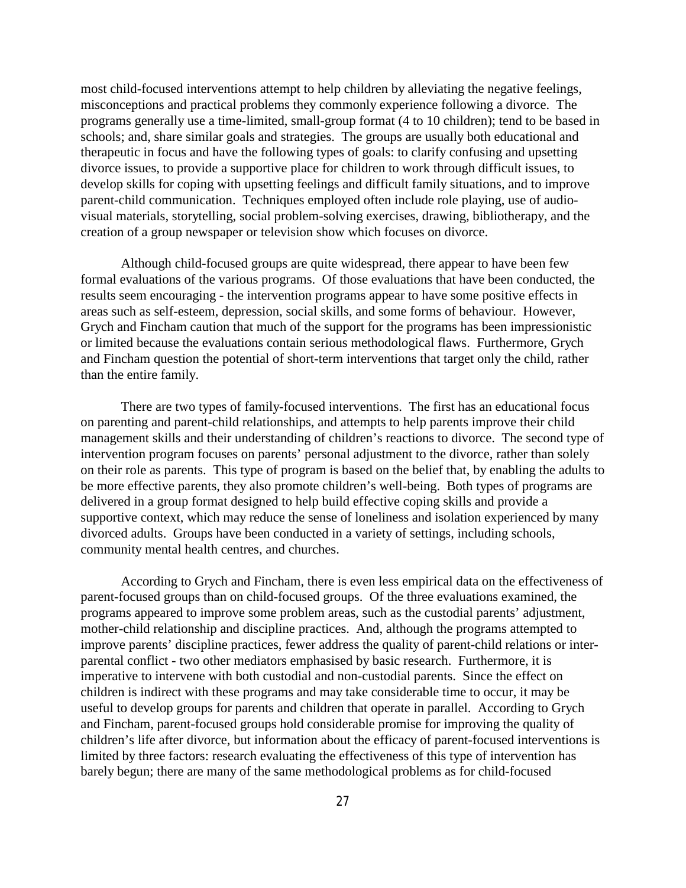most child-focused interventions attempt to help children by alleviating the negative feelings, misconceptions and practical problems they commonly experience following a divorce. The programs generally use a time-limited, small-group format (4 to 10 children); tend to be based in schools; and, share similar goals and strategies. The groups are usually both educational and therapeutic in focus and have the following types of goals: to clarify confusing and upsetting divorce issues, to provide a supportive place for children to work through difficult issues, to develop skills for coping with upsetting feelings and difficult family situations, and to improve parent-child communication. Techniques employed often include role playing, use of audio-visual materials, storytelling, social problem-solving exercises, drawing, bibliotherapy, and the creation of a group newspaper or television show which focuses on divorce.

Although child-focused groups are quite widespread, there appear to have been few formal evaluations of the various programs. Of those evaluations that have been conducted, the results seem encouraging - the intervention programs appear to have some positive effects in areas such as self-esteem, depression, social skills, and some forms of behaviour. However, Grych and Fincham caution that much of the support for the programs has been impressionistic or limited because the evaluations contain serious methodological flaws. Furthermore, Grych and Fincham question the potential of short-term interventions that target only the child, rather than the entire family.

There are two types of family-focused interventions. The first has an educational focus on parenting and parent-child relationships, and attempts to help parents improve their child management skills and their understanding of children's reactions to divorce. The second type of intervention program focuses on parents' personal adjustment to the divorce, rather than solely on their role as parents. This type of program is based on the belief that, by enabling the adults to be more effective parents, they also promote children's well-being. Both types of programs are delivered in a group format designed to help build effective coping skills and provide a supportive context, which may reduce the sense of loneliness and isolation experienced by many divorced adults. Groups have been conducted in a variety of settings, including schools, community mental health centres, and churches.

According to Grych and Fincham, there is even less empirical data on the effectiveness of parent-focused groups than on child-focused groups. Of the three evaluations examined, the programs appeared to improve some problem areas, such as the custodial parents' adjustment, mother-child relationship and discipline practices. And, although the programs attempted to improve parents' discipline practices, fewer address the quality of parent-child relations or inter-parental conflict - two other mediators emphasised by basic research. Furthermore, it is imperative to intervene with both custodial and non-custodial parents. Since the effect on children is indirect with these programs and may take considerable time to occur, it may be useful to develop groups for parents and children that operate in parallel. According to Grych and Fincham, parent-focused groups hold considerable promise for improving the quality of children's life after divorce, but information about the efficacy of parent-focused interventions is limited by three factors: research evaluating the effectiveness of this type of intervention has barely begun; there are many of the same methodological problems as for child-focused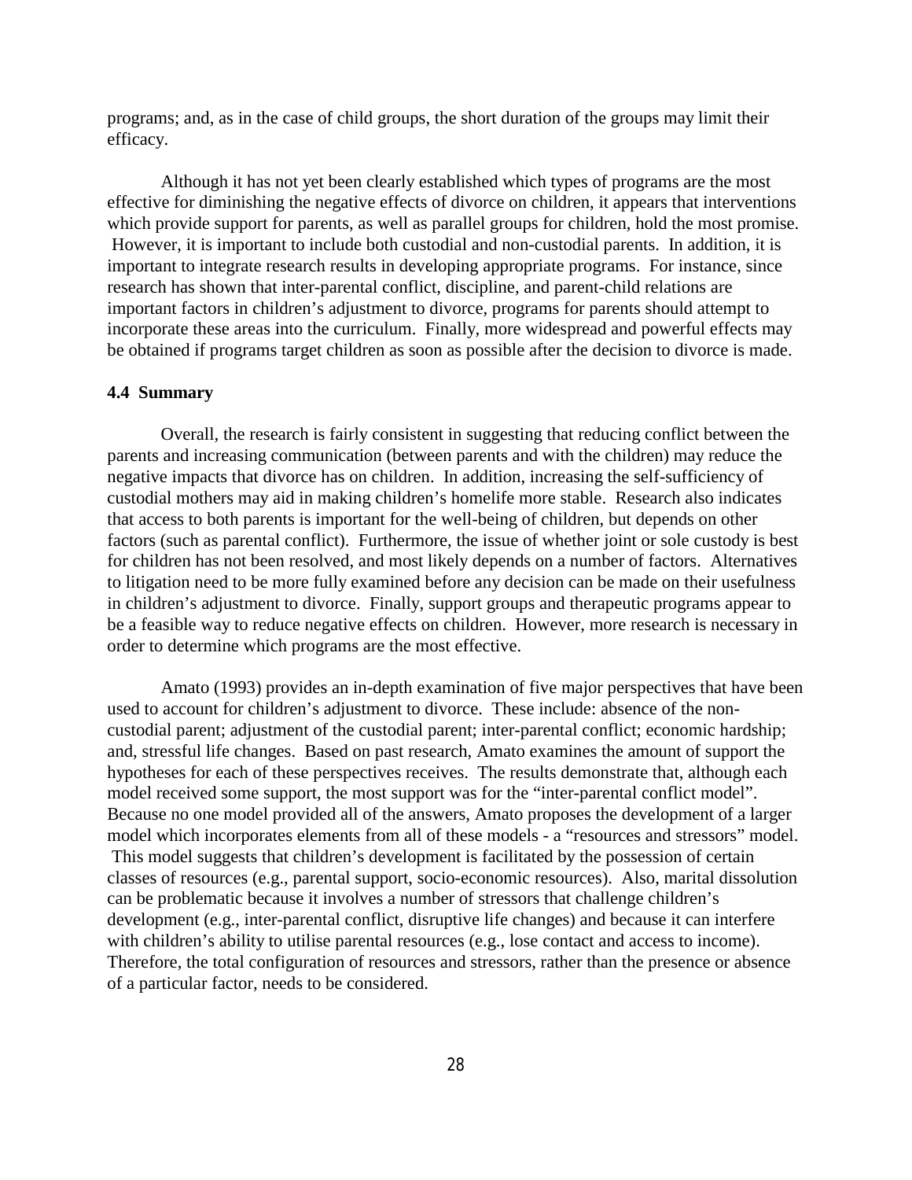programs; and, as in the case of child groups, the short duration of the groups may limit their efficacy.

Although it has not yet been clearly established which types of programs are the most effective for diminishing the negative effects of divorce on children, it appears that interventions which provide support for parents, as well as parallel groups for children, hold the most promise. However, it is important to include both custodial and non-custodial parents. In addition, it is important to integrate research results in developing appropriate programs. For instance, since research has shown that inter-parental conflict, discipline, and parent-child relations are important factors in children's adjustment to divorce, programs for parents should attempt to incorporate these areas into the curriculum. Finally, more widespread and powerful effects may be obtained if programs target children as soon as possible after the decision to divorce is made.

### 4.4 Summary

Overall, the research is fairly consistent in suggesting that reducing conflict between the parents and increasing communication (between parents and with the children) may reduce the negative impacts that divorce has on children. In addition, increasing the self-sufficiency of custodial mothers may aid in making children's homelife more stable. Research also indicates that access to both parents is important for the well-being of children, but depends on other factors (such as parental conflict). Furthermore, the issue of whether joint or sole custody is best for children has not been resolved, and most likely depends on a number of factors. Alternatives to litigation need to be more fully examined before any decision can be made on their usefulness in children's adjustment to divorce. Finally, support groups and therapeutic programs appear to be a feasible way to reduce negative effects on children. However, more research is necessary in order to determine which programs are the most effective.

Amato (1993) provides an in-depth examination of five major perspectives that have been used to account for children's adjustment to divorce. These include: absence of the non-custodial parent; adjustment of the custodial parent; inter-parental conflict; economic hardship; and, stressful life changes. Based on past research, Amato examines the amount of support the hypotheses for each of these perspectives receives. The results demonstrate that, although each model received some support, the most support was for the "inter-parental conflict model". Because no one model provided all of the answers, Amato proposes the development of a larger model which incorporates elements from all of these models - a "resources and stressors" model. This model suggests that children's development is facilitated by the possession of certain classes of resources (e.g., parental support, socio-economic resources). Also, marital dissolution can be problematic because it involves a number of stressors that challenge children's development (e.g., inter-parental conflict, disruptive life changes) and because it can interfere with children's ability to utilise parental resources (e.g., lose contact and access to income). Therefore, the total configuration of resources and stressors, rather than the presence or absence of a particular factor, needs to be considered.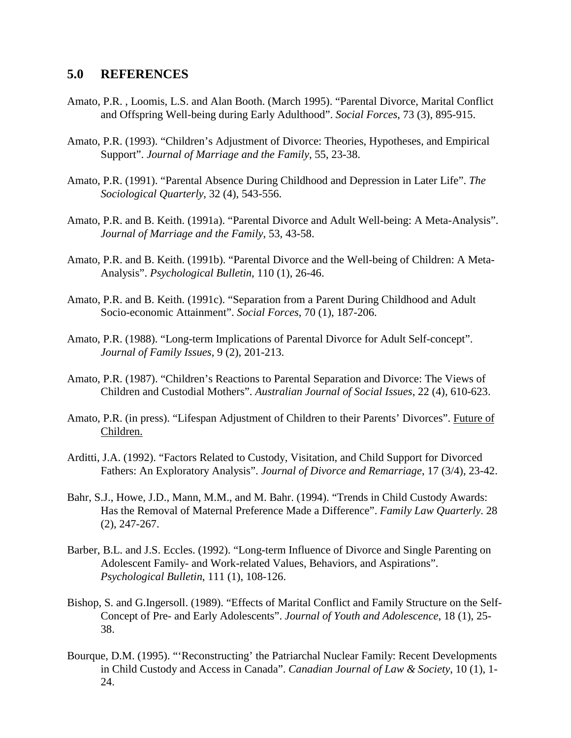## 5.0 REFERENCES

Amato, P.R. , Loomis, L.S. and Alan Booth. (March 1995). “Parental Divorce, Marital Conflict and Offspring Well-being during Early Adulthood”. *Social Forces*, 73 (3), 895-915.

Amato, P.R. (1993). “Children’s Adjustment of Divorce: Theories, Hypotheses, and Empirical Support”. *Journal of Marriage and the Family*, 55, 23-38.

Amato, P.R. (1991). “Parental Absence During Childhood and Depression in Later Life”. *The Sociological Quarterly*, 32 (4), 543-556.

Amato, P.R. and B. Keith. (1991a). “Parental Divorce and Adult Well-being: A Meta-Analysis”. *Journal of Marriage and the Family*, 53, 43-58.

Amato, P.R. and B. Keith. (1991b). “Parental Divorce and the Well-being of Children: A Meta-Analysis”. *Psychological Bulletin*, 110 (1), 26-46.

Amato, P.R. and B. Keith. (1991c). “Separation from a Parent During Childhood and Adult Socio-economic Attainment”. *Social Forces*, 70 (1), 187-206.

Amato, P.R. (1988). “Long-term Implications of Parental Divorce for Adult Self-concept”. *Journal of Family Issues*, 9 (2), 201-213.

Amato, P.R. (1987). “Children’s Reactions to Parental Separation and Divorce: The Views of Children and Custodial Mothers”. *Australian Journal of Social Issues*, 22 (4), 610-623.

Amato, P.R. (in press). “Lifespan Adjustment of Children to their Parents’ Divorces”. <u>Future of Children.</u>

Arditti, J.A. (1992). “Factors Related to Custody, Visitation, and Child Support for Divorced Fathers: An Exploratory Analysis”. *Journal of Divorce and Remarriage*, 17 (3/4), 23-42.

Bahr, S.J., Howe, J.D., Mann, M.M., and M. Bahr. (1994). “Trends in Child Custody Awards: Has the Removal of Maternal Preference Made a Difference”. *Family Law Quarterly*. 28 (2), 247-267.

Barber, B.L. and J.S. Eccles. (1992). “Long-term Influence of Divorce and Single Parenting on Adolescent Family- and Work-related Values, Behaviors, and Aspirations”. *Psychological Bulletin*, 111 (1), 108-126.

Bishop, S. and G.Ingersoll. (1989). “Effects of Marital Conflict and Family Structure on the Self-Concept of Pre- and Early Adolescents”. *Journal of Youth and Adolescence*, 18 (1), 25-38.

Bourque, D.M. (1995). “‘Reconstructing’ the Patriarchal Nuclear Family: Recent Developments in Child Custody and Access in Canada”. *Canadian Journal of Law & Society*, 10 (1), 1-24.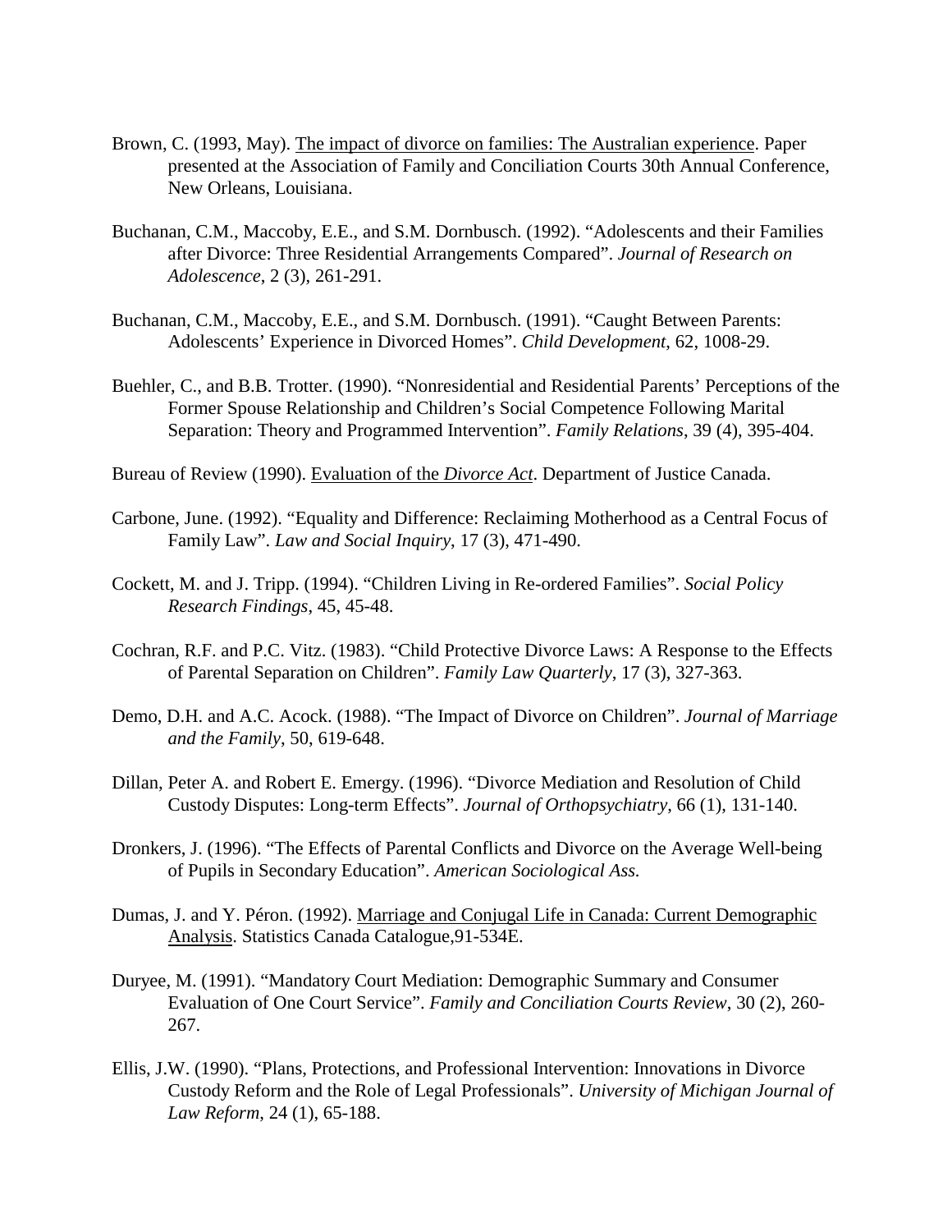Brown, C. (1993, May). The impact of divorce on families: The Australian experience. Paper presented at the Association of Family and Conciliation Courts 30th Annual Conference, New Orleans, Louisiana.

Buchanan, C.M., Maccoby, E.E., and S.M. Dornbusch. (1992). "Adolescents and their Families after Divorce: Three Residential Arrangements Compared". *Journal of Research on Adolescence*, 2 (3), 261-291.

Buchanan, C.M., Maccoby, E.E., and S.M. Dornbusch. (1991). "Caught Between Parents: Adolescents' Experience in Divorced Homes". *Child Development*, 62, 1008-29.

Buehler, C., and B.B. Trotter. (1990). "Nonresidential and Residential Parents' Perceptions of the Former Spouse Relationship and Children's Social Competence Following Marital Separation: Theory and Programmed Intervention". *Family Relations*, 39 (4), 395-404.

Bureau of Review (1990). Evaluation of the *Divorce Act*. Department of Justice Canada.

Carbone, June. (1992). "Equality and Difference: Reclaiming Motherhood as a Central Focus of Family Law". *Law and Social Inquiry*, 17 (3), 471-490.

Cockett, M. and J. Tripp. (1994). "Children Living in Re-ordered Families". *Social Policy Research Findings*, 45, 45-48.

Cochran, R.F. and P.C. Vitz. (1983). "Child Protective Divorce Laws: A Response to the Effects of Parental Separation on Children". *Family Law Quarterly*, 17 (3), 327-363.

Demo, D.H. and A.C. Acock. (1988). "The Impact of Divorce on Children". *Journal of Marriage and the Family*, 50, 619-648.

Dillan, Peter A. and Robert E. Emergy. (1996). "Divorce Mediation and Resolution of Child Custody Disputes: Long-term Effects". *Journal of Orthopsychiatry*, 66 (1), 131-140.

Dronkers, J. (1996). "The Effects of Parental Conflicts and Divorce on the Average Well-being of Pupils in Secondary Education". *American Sociological Ass.*

Dumas, J. and Y. Péron. (1992). Marriage and Conjugal Life in Canada: Current Demographic Analysis. Statistics Canada Catalogue,91-534E.

Duryee, M. (1991). "Mandatory Court Mediation: Demographic Summary and Consumer Evaluation of One Court Service". *Family and Conciliation Courts Review*, 30 (2), 260-267.

Ellis, J.W. (1990). "Plans, Protections, and Professional Intervention: Innovations in Divorce Custody Reform and the Role of Legal Professionals". *University of Michigan Journal of Law Reform*, 24 (1), 65-188.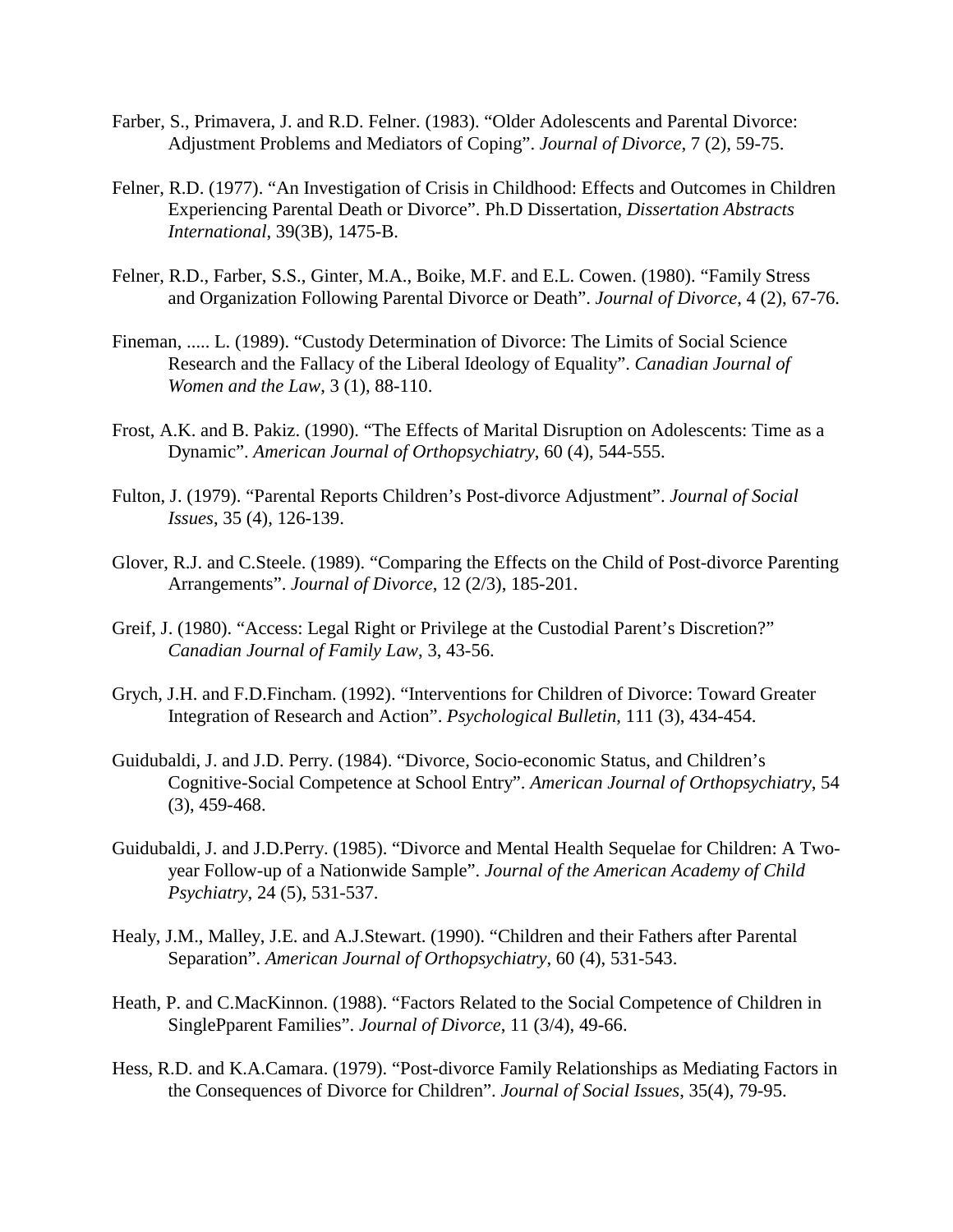Farber, S., Primavera, J. and R.D. Felner. (1983). “Older Adolescents and Parental Divorce: Adjustment Problems and Mediators of Coping”. *Journal of Divorce*, 7 (2), 59-75.

Felner, R.D. (1977). “An Investigation of Crisis in Childhood: Effects and Outcomes in Children Experiencing Parental Death or Divorce”. Ph.D Dissertation, *Dissertation Abstracts International*, 39(3B), 1475-B.

Felner, R.D., Farber, S.S., Ginter, M.A., Boike, M.F. and E.L. Cowen. (1980). “Family Stress and Organization Following Parental Divorce or Death”. *Journal of Divorce*, 4 (2), 67-76.

Fineman, ..... L. (1989). “Custody Determination of Divorce: The Limits of Social Science Research and the Fallacy of the Liberal Ideology of Equality”. *Canadian Journal of Women and the Law*, 3 (1), 88-110.

Frost, A.K. and B. Pakiz. (1990). “The Effects of Marital Disruption on Adolescents: Time as a Dynamic”. *American Journal of Orthopsychiatry*, 60 (4), 544-555.

Fulton, J. (1979). “Parental Reports Children’s Post-divorce Adjustment”. *Journal of Social Issues*, 35 (4), 126-139.

Glover, R.J. and C.Steele. (1989). “Comparing the Effects on the Child of Post-divorce Parenting Arrangements”. *Journal of Divorce*, 12 (2/3), 185-201.

Greif, J. (1980). “Access: Legal Right or Privilege at the Custodial Parent’s Discretion?” *Canadian Journal of Family Law*, 3, 43-56.

Grych, J.H. and F.D.Fincham. (1992). “Interventions for Children of Divorce: Toward Greater Integration of Research and Action”. *Psychological Bulletin*, 111 (3), 434-454.

Guidubaldi, J. and J.D. Perry. (1984). “Divorce, Socio-economic Status, and Children’s Cognitive-Social Competence at School Entry”. *American Journal of Orthopsychiatry*, 54 (3), 459-468.

Guidubaldi, J. and J.D.Perry. (1985). “Divorce and Mental Health Sequelae for Children: A Two-year Follow-up of a Nationwide Sample”. *Journal of the American Academy of Child Psychiatry*, 24 (5), 531-537.

Healy, J.M., Malley, J.E. and A.J.Stewart. (1990). “Children and their Fathers after Parental Separation”. *American Journal of Orthopsychiatry*, 60 (4), 531-543.

Heath, P. and C.MacKinnon. (1988). “Factors Related to the Social Competence of Children in SinglePparent Families”. *Journal of Divorce*, 11 (3/4), 49-66.

Hess, R.D. and K.A.Camara. (1979). “Post-divorce Family Relationships as Mediating Factors in the Consequences of Divorce for Children”. *Journal of Social Issues*, 35(4), 79-95.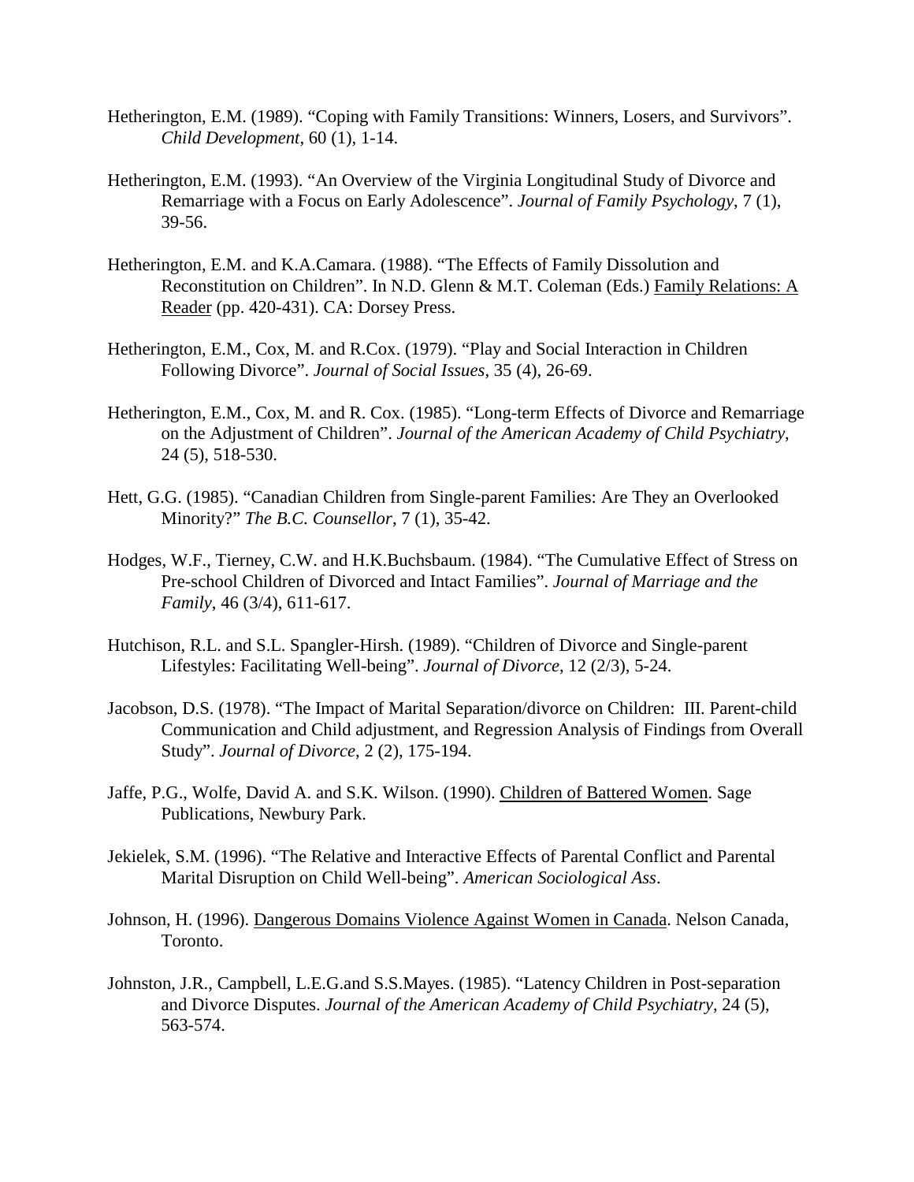Hetherington, E.M. (1989). “Coping with Family Transitions: Winners, Losers, and Survivors”. *Child Development*, 60 (1), 1-14.

Hetherington, E.M. (1993). “An Overview of the Virginia Longitudinal Study of Divorce and Remarriage with a Focus on Early Adolescence”. *Journal of Family Psychology*, 7 (1), 39-56.

Hetherington, E.M. and K.A.Camara. (1988). “The Effects of Family Dissolution and Reconstitution on Children”. In N.D. Glenn & M.T. Coleman (Eds.) Family Relations: A Reader (pp. 420-431). CA: Dorsey Press.

Hetherington, E.M., Cox, M. and R.Cox. (1979). “Play and Social Interaction in Children Following Divorce”. *Journal of Social Issues*, 35 (4), 26-69.

Hetherington, E.M., Cox, M. and R. Cox. (1985). “Long-term Effects of Divorce and Remarriage on the Adjustment of Children”. *Journal of the American Academy of Child Psychiatry*, 24 (5), 518-530.

Hett, G.G. (1985). “Canadian Children from Single-parent Families: Are They an Overlooked Minority?” *The B.C. Counsellor*, 7 (1), 35-42.

Hodges, W.F., Tierney, C.W. and H.K.Buchsbaum. (1984). “The Cumulative Effect of Stress on Pre-school Children of Divorced and Intact Families”. *Journal of Marriage and the Family*, 46 (3/4), 611-617.

Hutchison, R.L. and S.L. Spangler-Hirsh. (1989). “Children of Divorce and Single-parent Lifestyles: Facilitating Well-being”. *Journal of Divorce*, 12 (2/3), 5-24.

Jacobson, D.S. (1978). “The Impact of Marital Separation/divorce on Children: III. Parent-child Communication and Child adjustment, and Regression Analysis of Findings from Overall Study”. *Journal of Divorce*, 2 (2), 175-194.

Jaffe, P.G., Wolfe, David A. and S.K. Wilson. (1990). Children of Battered Women. Sage Publications, Newbury Park.

Jekielek, S.M. (1996). “The Relative and Interactive Effects of Parental Conflict and Parental Marital Disruption on Child Well-being”. *American Sociological Ass*.

Johnson, H. (1996). Dangerous Domains Violence Against Women in Canada. Nelson Canada, Toronto.

Johnston, J.R., Campbell, L.E.G.and S.S.Mayes. (1985). “Latency Children in Post-separation and Divorce Disputes. *Journal of the American Academy of Child Psychiatry*, 24 (5), 563-574.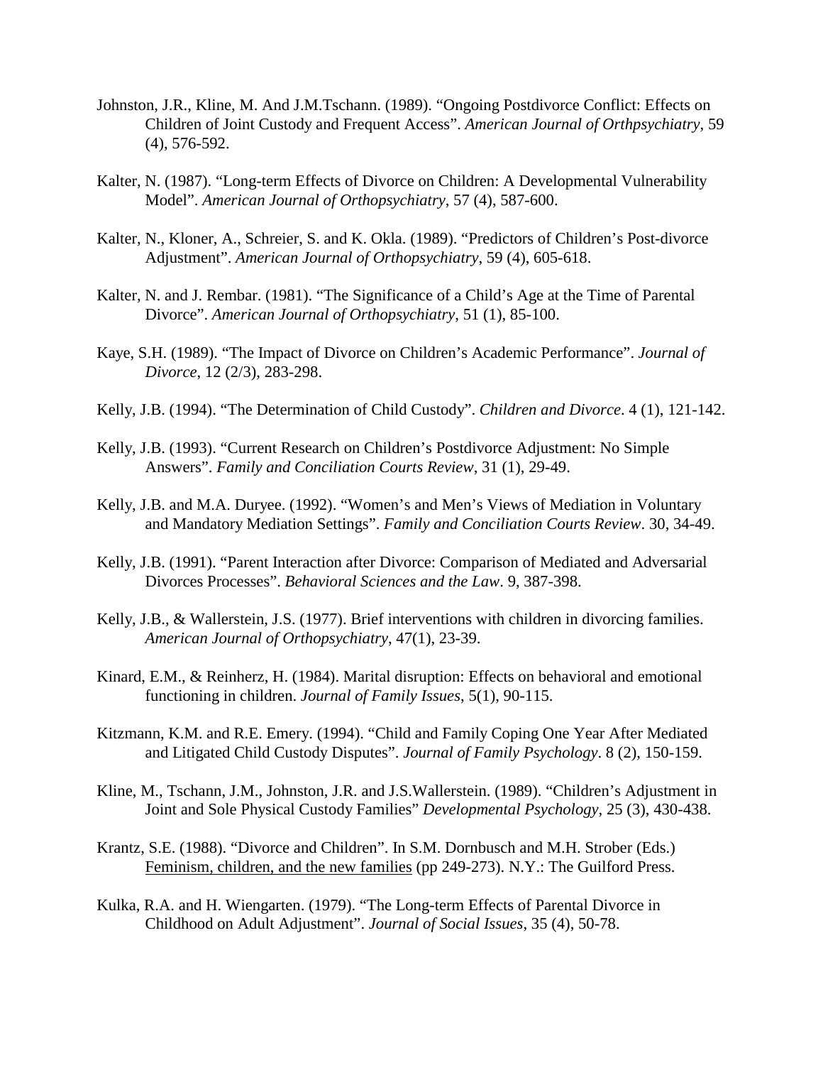Johnston, J.R., Kline, M. And J.M.Tschann. (1989). "Ongoing Postdivorce Conflict: Effects on Children of Joint Custody and Frequent Access". *American Journal of Orthpsychiatry*, 59 (4), 576-592.

Kalter, N. (1987). "Long-term Effects of Divorce on Children: A Developmental Vulnerability Model". *American Journal of Orthopsychiatry*, 57 (4), 587-600.

Kalter, N., Kloner, A., Schreier, S. and K. Okla. (1989). "Predictors of Children's Post-divorce Adjustment". *American Journal of Orthopsychiatry*, 59 (4), 605-618.

Kalter, N. and J. Rembar. (1981). "The Significance of a Child's Age at the Time of Parental Divorce". *American Journal of Orthopsychiatry*, 51 (1), 85-100.

Kaye, S.H. (1989). "The Impact of Divorce on Children's Academic Performance". *Journal of Divorce*, 12 (2/3), 283-298.

Kelly, J.B. (1994). "The Determination of Child Custody". *Children and Divorce*. 4 (1), 121-142.

Kelly, J.B. (1993). "Current Research on Children's Postdivorce Adjustment: No Simple Answers". *Family and Conciliation Courts Review*, 31 (1), 29-49.

Kelly, J.B. and M.A. Duryee. (1992). "Women's and Men's Views of Mediation in Voluntary and Mandatory Mediation Settings". *Family and Conciliation Courts Review*. 30, 34-49.

Kelly, J.B. (1991). "Parent Interaction after Divorce: Comparison of Mediated and Adversarial Divorces Processes". *Behavioral Sciences and the Law*. 9, 387-398.

Kelly, J.B., & Wallerstein, J.S. (1977). Brief interventions with children in divorcing families. *American Journal of Orthopsychiatry*, 47(1), 23-39.

Kinard, E.M., & Reinherz, H. (1984). Marital disruption: Effects on behavioral and emotional functioning in children. *Journal of Family Issues*, 5(1), 90-115.

Kitzmann, K.M. and R.E. Emery. (1994). "Child and Family Coping One Year After Mediated and Litigated Child Custody Disputes". *Journal of Family Psychology*. 8 (2), 150-159.

Kline, M., Tschann, J.M., Johnston, J.R. and J.S.Wallerstein. (1989). "Children's Adjustment in Joint and Sole Physical Custody Families" *Developmental Psychology*, 25 (3), 430-438.

Krantz, S.E. (1988). "Divorce and Children". In S.M. Dornbusch and M.H. Strober (Eds.) Feminism, children, and the new families (pp 249-273). N.Y.: The Guilford Press.

Kulka, R.A. and H. Wiengarten. (1979). "The Long-term Effects of Parental Divorce in Childhood on Adult Adjustment". *Journal of Social Issues*, 35 (4), 50-78.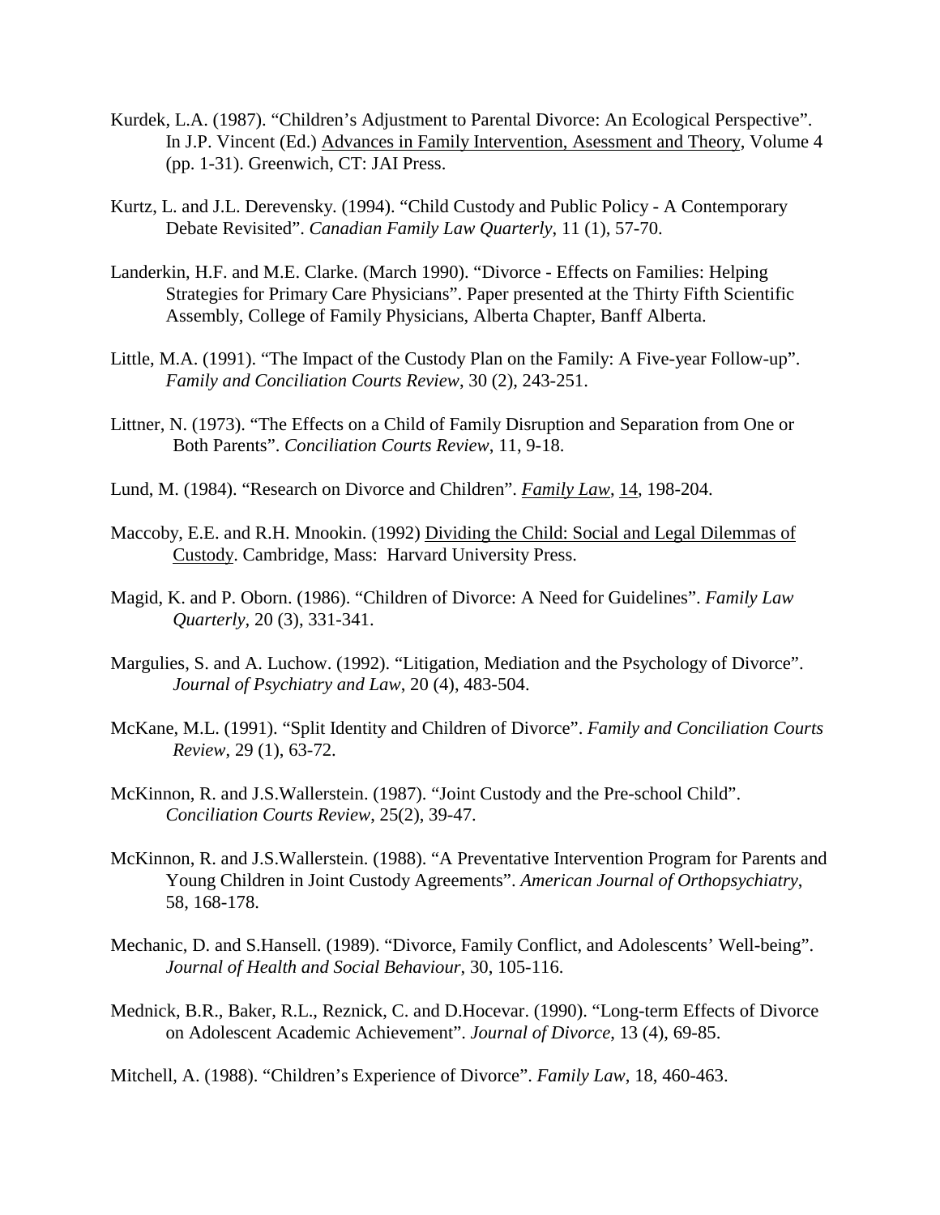Kurdek, L.A. (1987). “Children’s Adjustment to Parental Divorce: An Ecological Perspective”. In J.P. Vincent (Ed.) <u>Advances in Family Intervention, Asessment and Theory</u>, Volume 4 (pp. 1-31). Greenwich, CT: JAI Press.

Kurtz, L. and J.L. Derevensky. (1994). “Child Custody and Public Policy - A Contemporary Debate Revisited”. *Canadian Family Law Quarterly*, 11 (1), 57-70.

Landerkin, H.F. and M.E. Clarke. (March 1990). “Divorce - Effects on Families: Helping Strategies for Primary Care Physicians”. Paper presented at the Thirty Fifth Scientific Assembly, College of Family Physicians, Alberta Chapter, Banff Alberta.

Little, M.A. (1991). “The Impact of the Custody Plan on the Family: A Five-year Follow-up”. *Family and Conciliation Courts Review*, 30 (2), 243-251.

Littner, N. (1973). “The Effects on a Child of Family Disruption and Separation from One or Both Parents”. *Conciliation Courts Review*, 11, 9-18.

Lund, M. (1984). “Research on Divorce and Children”. <u>*Family Law*</u>, <u>14</u>, 198-204.

Maccoby, E.E. and R.H. Mnookin. (1992) <u>Dividing the Child: Social and Legal Dilemmas of Custody</u>. Cambridge, Mass: Harvard University Press.

Magid, K. and P. Oborn. (1986). “Children of Divorce: A Need for Guidelines”. *Family Law Quarterly*, 20 (3), 331-341.

Margulies, S. and A. Luchow. (1992). “Litigation, Mediation and the Psychology of Divorce”. *Journal of Psychiatry and Law*, 20 (4), 483-504.

McKane, M.L. (1991). “Split Identity and Children of Divorce”. *Family and Conciliation Courts Review*, 29 (1), 63-72.

McKinnon, R. and J.S.Wallerstein. (1987). “Joint Custody and the Pre-school Child”. *Conciliation Courts Review*, 25(2), 39-47.

McKinnon, R. and J.S.Wallerstein. (1988). “A Preventative Intervention Program for Parents and Young Children in Joint Custody Agreements”. *American Journal of Orthopsychiatry*, 58, 168-178.

Mechanic, D. and S.Hansell. (1989). “Divorce, Family Conflict, and Adolescents’ Well-being”. *Journal of Health and Social Behaviour*, 30, 105-116.

Mednick, B.R., Baker, R.L., Reznick, C. and D.Hocevar. (1990). “Long-term Effects of Divorce on Adolescent Academic Achievement”. *Journal of Divorce*, 13 (4), 69-85.

Mitchell, A. (1988). “Children’s Experience of Divorce”. *Family Law*, 18, 460-463.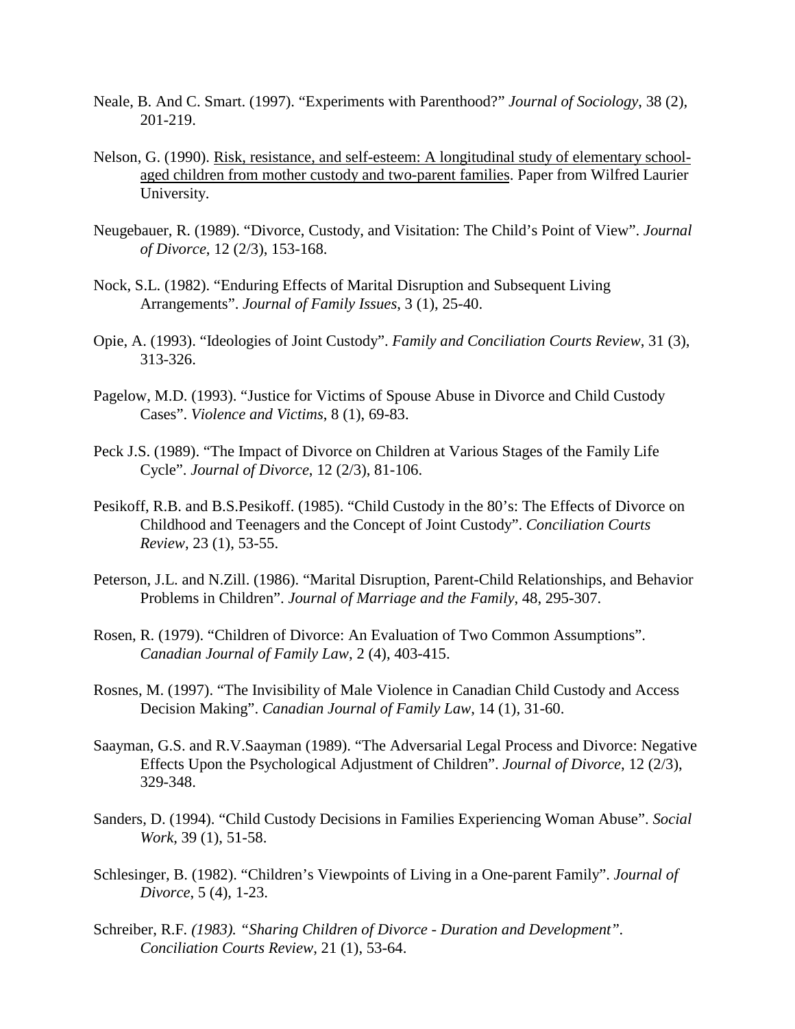Neale, B. And C. Smart. (1997). "Experiments with Parenthood?" *Journal of Sociology*, 38 (2), 201-219.

Nelson, G. (1990). <u>Risk, resistance, and self-esteem: A longitudinal study of elementary school-aged children from mother custody and two-parent families</u>. Paper from Wilfred Laurier University.

Neugebauer, R. (1989). "Divorce, Custody, and Visitation: The Child's Point of View". *Journal of Divorce*, 12 (2/3), 153-168.

Nock, S.L. (1982). "Enduring Effects of Marital Disruption and Subsequent Living Arrangements". *Journal of Family Issues*, 3 (1), 25-40.

Opie, A. (1993). "Ideologies of Joint Custody". *Family and Conciliation Courts Review*, 31 (3), 313-326.

Pagelow, M.D. (1993). "Justice for Victims of Spouse Abuse in Divorce and Child Custody Cases". *Violence and Victims*, 8 (1), 69-83.

Peck J.S. (1989). "The Impact of Divorce on Children at Various Stages of the Family Life Cycle". *Journal of Divorce*, 12 (2/3), 81-106.

Pesikoff, R.B. and B.S.Pesikoff. (1985). "Child Custody in the 80's: The Effects of Divorce on Childhood and Teenagers and the Concept of Joint Custody". *Conciliation Courts Review*, 23 (1), 53-55.

Peterson, J.L. and N.Zill. (1986). "Marital Disruption, Parent-Child Relationships, and Behavior Problems in Children". *Journal of Marriage and the Family*, 48, 295-307.

Rosen, R. (1979). "Children of Divorce: An Evaluation of Two Common Assumptions". *Canadian Journal of Family Law*, 2 (4), 403-415.

Rosnes, M. (1997). "The Invisibility of Male Violence in Canadian Child Custody and Access Decision Making". *Canadian Journal of Family Law*, 14 (1), 31-60.

Saayman, G.S. and R.V.Saayman (1989). "The Adversarial Legal Process and Divorce: Negative Effects Upon the Psychological Adjustment of Children". *Journal of Divorce*, 12 (2/3), 329-348.

Sanders, D. (1994). "Child Custody Decisions in Families Experiencing Woman Abuse". *Social Work*, 39 (1), 51-58.

Schlesinger, B. (1982). "Children's Viewpoints of Living in a One-parent Family". *Journal of Divorce*, 5 (4), 1-23.

Schreiber, R.F. *(1983). "Sharing Children of Divorce - Duration and Development"*. *Conciliation Courts Review*, 21 (1), 53-64.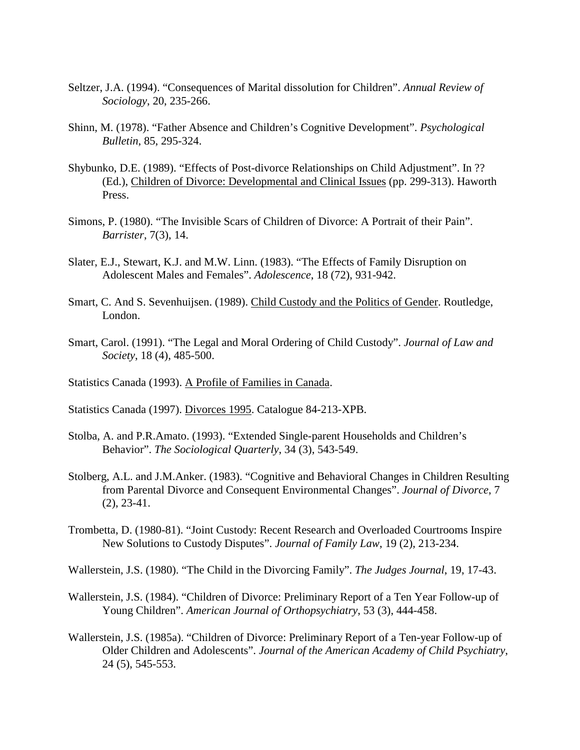Seltzer, J.A. (1994). “Consequences of Marital dissolution for Children”. *Annual Review of Sociology*, 20, 235-266.

Shinn, M. (1978). “Father Absence and Children’s Cognitive Development”. *Psychological Bulletin*, 85, 295-324.

Shybunko, D.E. (1989). “Effects of Post-divorce Relationships on Child Adjustment”. In ?? (Ed.), Children of Divorce: Developmental and Clinical Issues (pp. 299-313). Haworth Press.

Simons, P. (1980). “The Invisible Scars of Children of Divorce: A Portrait of their Pain”. *Barrister*, 7(3), 14.

Slater, E.J., Stewart, K.J. and M.W. Linn. (1983). “The Effects of Family Disruption on Adolescent Males and Females”. *Adolescence*, 18 (72), 931-942.

Smart, C. And S. Sevenhuijsen. (1989). Child Custody and the Politics of Gender. Routledge, London.

Smart, Carol. (1991). “The Legal and Moral Ordering of Child Custody”. *Journal of Law and Society*, 18 (4), 485-500.

Statistics Canada (1993). A Profile of Families in Canada.

Statistics Canada (1997). Divorces 1995. Catalogue 84-213-XPB.

Stolba, A. and P.R.Amato. (1993). “Extended Single-parent Households and Children’s Behavior”. *The Sociological Quarterly*, 34 (3), 543-549.

Stolberg, A.L. and J.M.Anker. (1983). “Cognitive and Behavioral Changes in Children Resulting from Parental Divorce and Consequent Environmental Changes”. *Journal of Divorce*, 7 (2), 23-41.

Trombetta, D. (1980-81). “Joint Custody: Recent Research and Overloaded Courtrooms Inspire New Solutions to Custody Disputes”. *Journal of Family Law*, 19 (2), 213-234.

Wallerstein, J.S. (1980). “The Child in the Divorcing Family”. *The Judges Journal*, 19, 17-43.

Wallerstein, J.S. (1984). “Children of Divorce: Preliminary Report of a Ten Year Follow-up of Young Children”. *American Journal of Orthopsychiatry*, 53 (3), 444-458.

Wallerstein, J.S. (1985a). “Children of Divorce: Preliminary Report of a Ten-year Follow-up of Older Children and Adolescents”. *Journal of the American Academy of Child Psychiatry*, 24 (5), 545-553.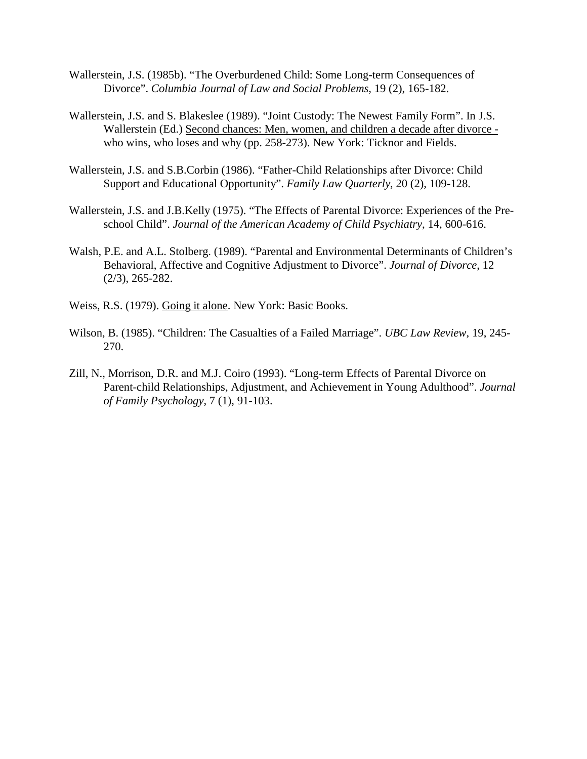Wallerstein, J.S. (1985b). "The Overburdened Child: Some Long-term Consequences of Divorce". *Columbia Journal of Law and Social Problems*, 19 (2), 165-182.

Wallerstein, J.S. and S. Blakeslee (1989). "Joint Custody: The Newest Family Form". In J.S. Wallerstein (Ed.) <u>Second chances: Men, women, and children a decade after divorce - who wins, who loses and why</u> (pp. 258-273). New York: Ticknor and Fields.

Wallerstein, J.S. and S.B.Corbin (1986). "Father-Child Relationships after Divorce: Child Support and Educational Opportunity". *Family Law Quarterly*, 20 (2), 109-128.

Wallerstein, J.S. and J.B.Kelly (1975). "The Effects of Parental Divorce: Experiences of the Pre-school Child". *Journal of the American Academy of Child Psychiatry*, 14, 600-616.

Walsh, P.E. and A.L. Stolberg. (1989). "Parental and Environmental Determinants of Children's Behavioral, Affective and Cognitive Adjustment to Divorce". *Journal of Divorce*, 12 (2/3), 265-282.

Weiss, R.S. (1979). <u>Going it alone</u>. New York: Basic Books.

Wilson, B. (1985). "Children: The Casualties of a Failed Marriage". *UBC Law Review*, 19, 245-270.

Zill, N., Morrison, D.R. and M.J. Coiro (1993). "Long-term Effects of Parental Divorce on Parent-child Relationships, Adjustment, and Achievement in Young Adulthood". *Journal of Family Psychology*, 7 (1), 91-103.